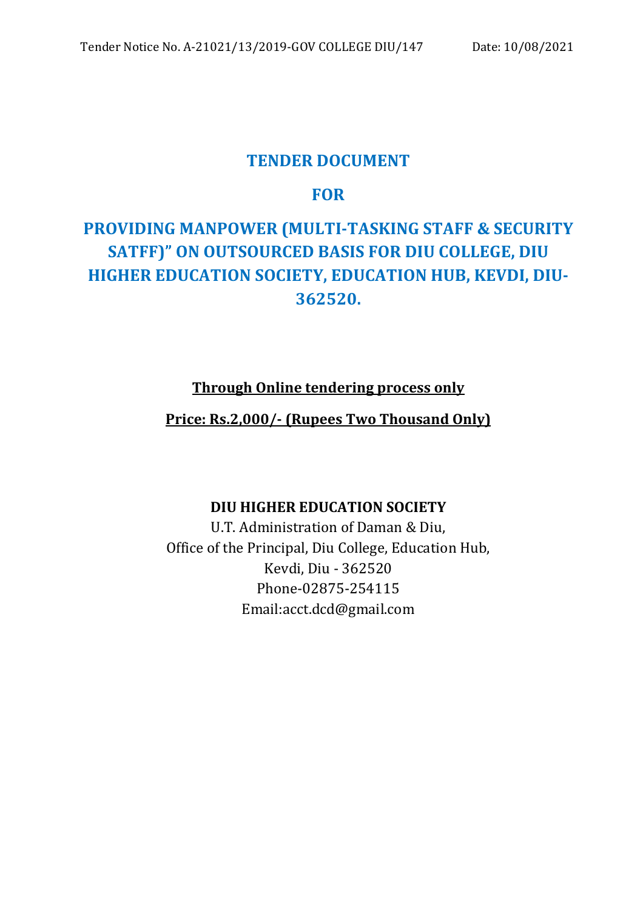Tender Notice No. A-21021/13/2019-GOV COLLEGE DIU/147 Date: 10/08/2021

# TENDER DOCUMENT

# FOR

# PROVIDING MANPOWER (MULTI-TASKING STAFF & SECURITY SATFF)" ON OUTSOURCED BASIS FOR DIU COLLEGE, DIU HIGHER EDUCATION SOCIETY, EDUCATION HUB, KEVDI, DIU-362520.

**Through Online tendering process only**

**Price: Rs.2,000/- (Rupees Two Thousand Only)**

**DIU HIGHER EDUCATION SOCIETY**

U.T. Administration of Daman & Diu,
Office of the Principal, Diu College, Education Hub,
Kevdi, Diu - 362520
Phone-02875-254115
Email:acct.dcd@gmail.com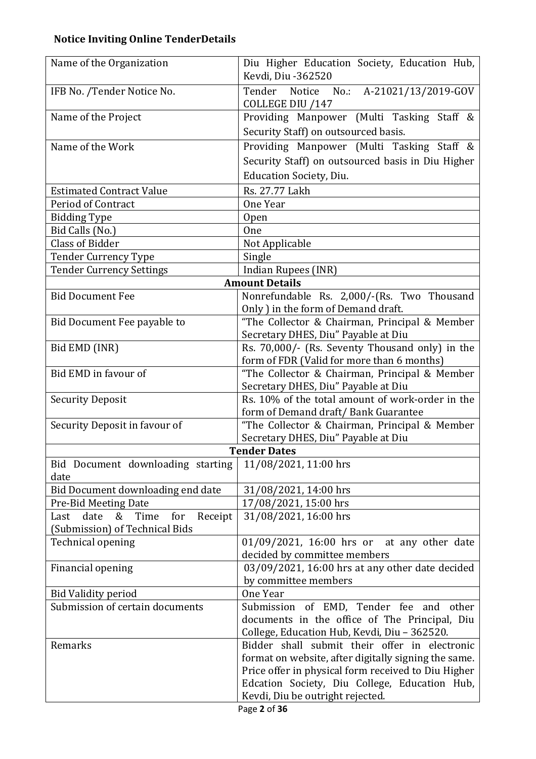**Notice Inviting Online TenderDetails**

| | |
|---|---|
| Name of the Organization | Diu Higher Education Society, Education Hub, Kevdi, Diu -362520 |
| IFB No. /Tender Notice No. | Tender Notice No.: A-21021/13/2019-GOV COLLEGE DIU /147 |
| Name of the Project | Providing Manpower (Multi Tasking Staff & Security Staff) on outsourced basis. |
| Name of the Work | Providing Manpower (Multi Tasking Staff & Security Staff) on outsourced basis in Diu Higher Education Society, Diu. |
| Estimated Contract Value | Rs. 27.77 Lakh |
| Period of Contract | One Year |
| Bidding Type | Open |
| Bid Calls (No.) | One |
| Class of Bidder | Not Applicable |
| Tender Currency Type | Single |
| Tender Currency Settings | Indian Rupees (INR) |
| **Amount Details** | |
| Bid Document Fee | Nonrefundable Rs. 2,000/-(Rs. Two Thousand Only ) in the form of Demand draft. |
| Bid Document Fee payable to | "The Collector & Chairman, Principal & Member Secretary DHES, Diu" Payable at Diu |
| Bid EMD (INR) | Rs. 70,000/- (Rs. Seventy Thousand only) in the form of FDR (Valid for more than 6 months) |
| Bid EMD in favour of | "The Collector & Chairman, Principal & Member Secretary DHES, Diu" Payable at Diu |
| Security Deposit | Rs. 10% of the total amount of work-order in the form of Demand draft/ Bank Guarantee |
| Security Deposit in favour of | "The Collector & Chairman, Principal & Member Secretary DHES, Diu" Payable at Diu |
| **Tender Dates** | |
| Bid Document downloading starting date | 11/08/2021, 11:00 hrs |
| Bid Document downloading end date | 31/08/2021, 14:00 hrs |
| Pre-Bid Meeting Date | 17/08/2021, 15:00 hrs |
| Last date & Time for Receipt (Submission) of Technical Bids | 31/08/2021, 16:00 hrs |
| Technical opening | 01/09/2021, 16:00 hrs or at any other date decided by committee members |
| Financial opening | 03/09/2021, 16:00 hrs at any other date decided by committee members |
| Bid Validity period | One Year |
| Submission of certain documents | Submission of EMD, Tender fee and other documents in the office of The Principal, Diu College, Education Hub, Kevdi, Diu – 362520. |
| Remarks | Bidder shall submit their offer in electronic format on website, after digitally signing the same. Price offer in physical form received to Diu Higher Edcation Society, Diu College, Education Hub, Kevdi, Diu be outright rejected. |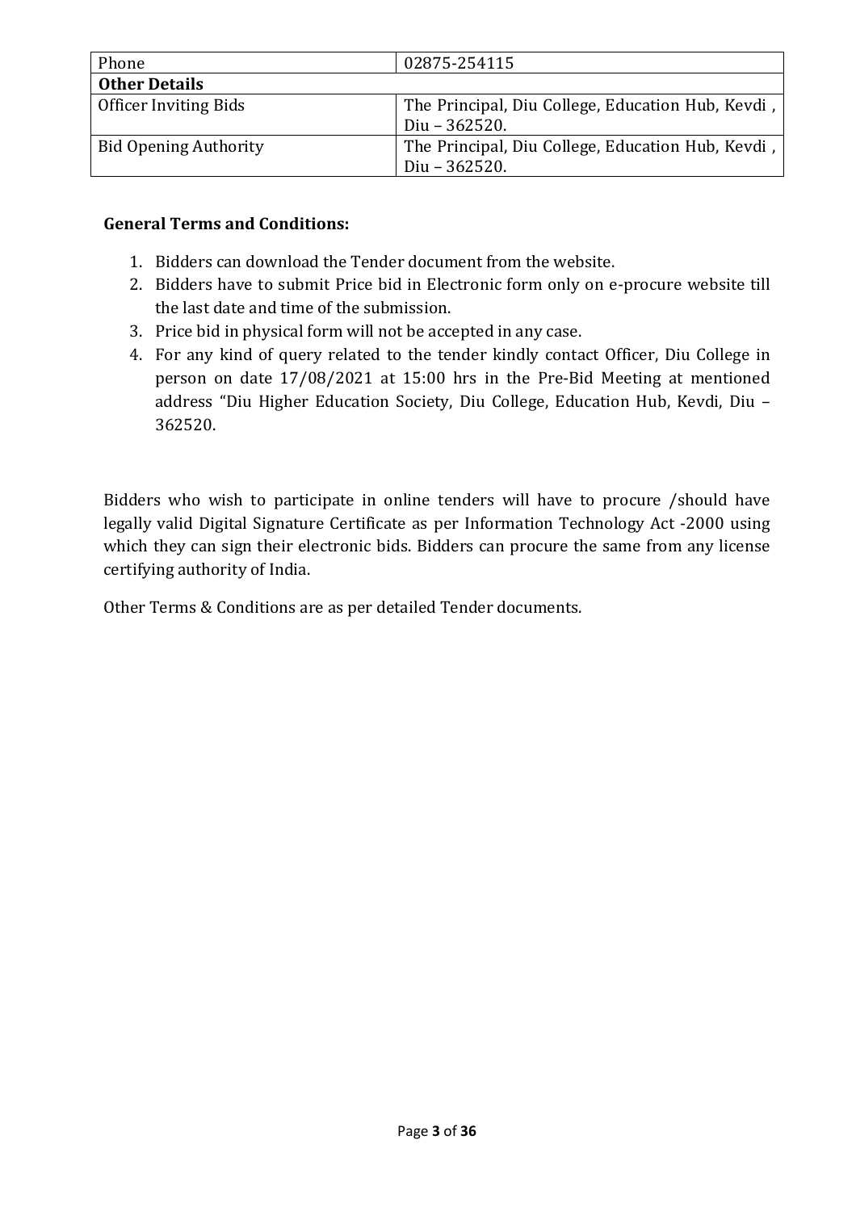| Phone | 02875-254115 |
|---|---|
| **Other Details** | |
| Officer Inviting Bids | The Principal, Diu College, Education Hub, Kevdi , Diu – 362520. |
| Bid Opening Authority | The Principal, Diu College, Education Hub, Kevdi , Diu – 362520. |

**General Terms and Conditions:**

1. Bidders can download the Tender document from the website.
2. Bidders have to submit Price bid in Electronic form only on e-procure website till the last date and time of the submission.
3. Price bid in physical form will not be accepted in any case.
4. For any kind of query related to the tender kindly contact Officer, Diu College in person on date 17/08/2021 at 15:00 hrs in the Pre-Bid Meeting at mentioned address "Diu Higher Education Society, Diu College, Education Hub, Kevdi, Diu – 362520.

Bidders who wish to participate in online tenders will have to procure /should have legally valid Digital Signature Certificate as per Information Technology Act -2000 using which they can sign their electronic bids. Bidders can procure the same from any license certifying authority of India.

Other Terms & Conditions are as per detailed Tender documents.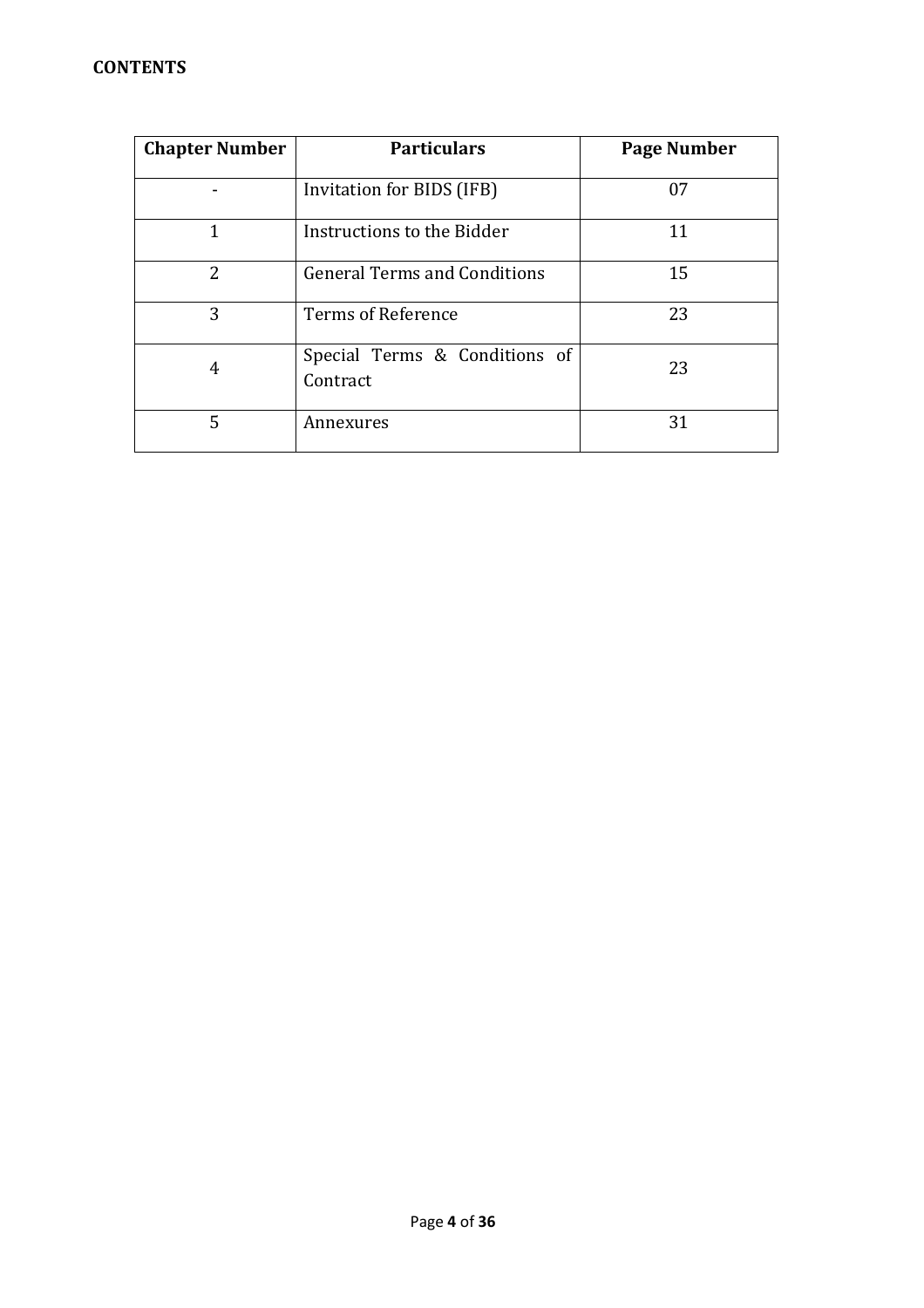**CONTENTS**

| Chapter Number | Particulars | Page Number |
|---|---|---|
| - | Invitation for BIDS (IFB) | 07 |
| 1 | Instructions to the Bidder | 11 |
| 2 | General Terms and Conditions | 15 |
| 3 | Terms of Reference | 23 |
| 4 | Special Terms & Conditions of Contract | 23 |
| 5 | Annexures | 31 |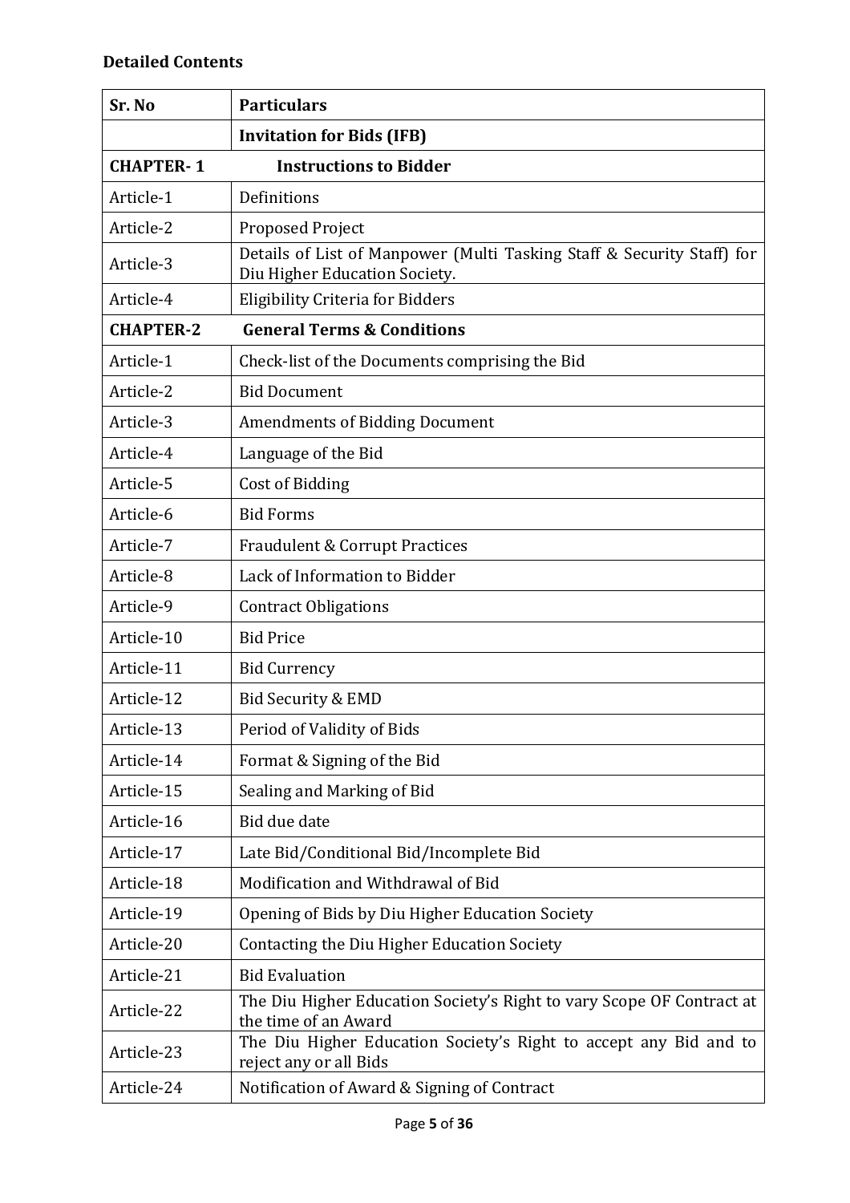**Detailed Contents**

| Sr. No | Particulars |
|---|---|
| | **Invitation for Bids (IFB)** |
| **CHAPTER- 1** | **Instructions to Bidder** |
| Article-1 | Definitions |
| Article-2 | Proposed Project |
| Article-3 | Details of List of Manpower (Multi Tasking Staff & Security Staff) for Diu Higher Education Society. |
| Article-4 | Eligibility Criteria for Bidders |
| **CHAPTER-2** | **General Terms & Conditions** |
| Article-1 | Check-list of the Documents comprising the Bid |
| Article-2 | Bid Document |
| Article-3 | Amendments of Bidding Document |
| Article-4 | Language of the Bid |
| Article-5 | Cost of Bidding |
| Article-6 | Bid Forms |
| Article-7 | Fraudulent & Corrupt Practices |
| Article-8 | Lack of Information to Bidder |
| Article-9 | Contract Obligations |
| Article-10 | Bid Price |
| Article-11 | Bid Currency |
| Article-12 | Bid Security & EMD |
| Article-13 | Period of Validity of Bids |
| Article-14 | Format & Signing of the Bid |
| Article-15 | Sealing and Marking of Bid |
| Article-16 | Bid due date |
| Article-17 | Late Bid/Conditional Bid/Incomplete Bid |
| Article-18 | Modification and Withdrawal of Bid |
| Article-19 | Opening of Bids by Diu Higher Education Society |
| Article-20 | Contacting the Diu Higher Education Society |
| Article-21 | Bid Evaluation |
| Article-22 | The Diu Higher Education Society's Right to vary Scope OF Contract at the time of an Award |
| Article-23 | The Diu Higher Education Society's Right to accept any Bid and to reject any or all Bids |
| Article-24 | Notification of Award & Signing of Contract |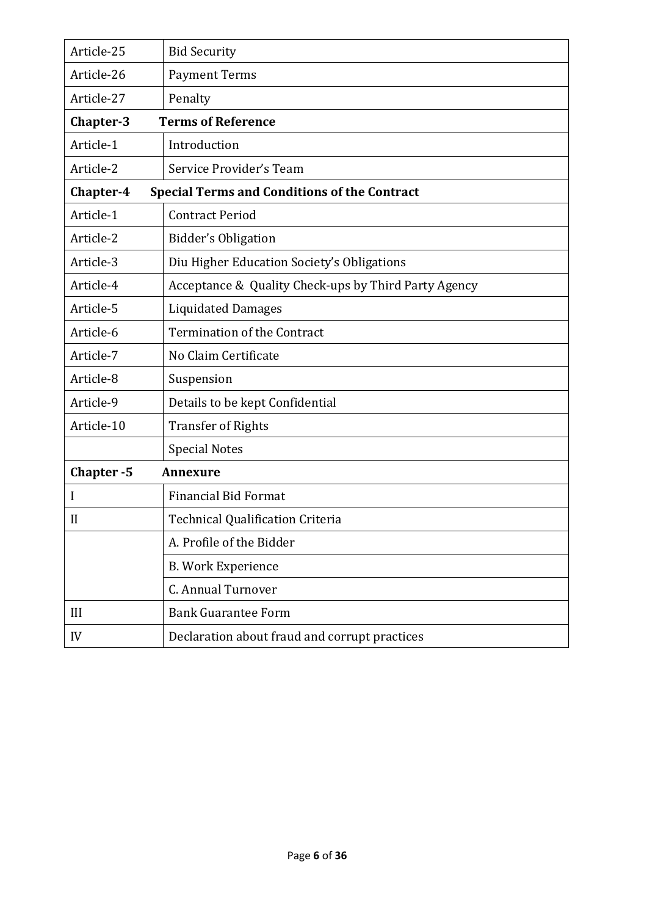| | |
|---|---|
| Article-25 | Bid Security |
| Article-26 | Payment Terms |
| Article-27 | Penalty |
| **Chapter-3** | **Terms of Reference** |
| Article-1 | Introduction |
| Article-2 | Service Provider's Team |
| **Chapter-4** | **Special Terms and Conditions of the Contract** |
| Article-1 | Contract Period |
| Article-2 | Bidder's Obligation |
| Article-3 | Diu Higher Education Society's Obligations |
| Article-4 | Acceptance & Quality Check-ups by Third Party Agency |
| Article-5 | Liquidated Damages |
| Article-6 | Termination of the Contract |
| Article-7 | No Claim Certificate |
| Article-8 | Suspension |
| Article-9 | Details to be kept Confidential |
| Article-10 | Transfer of Rights |
| | Special Notes |
| **Chapter -5** | **Annexure** |
| I | Financial Bid Format |
| II | Technical Qualification Criteria |
| | A. Profile of the Bidder |
| | B. Work Experience |
| | C. Annual Turnover |
| III | Bank Guarantee Form |
| IV | Declaration about fraud and corrupt practices |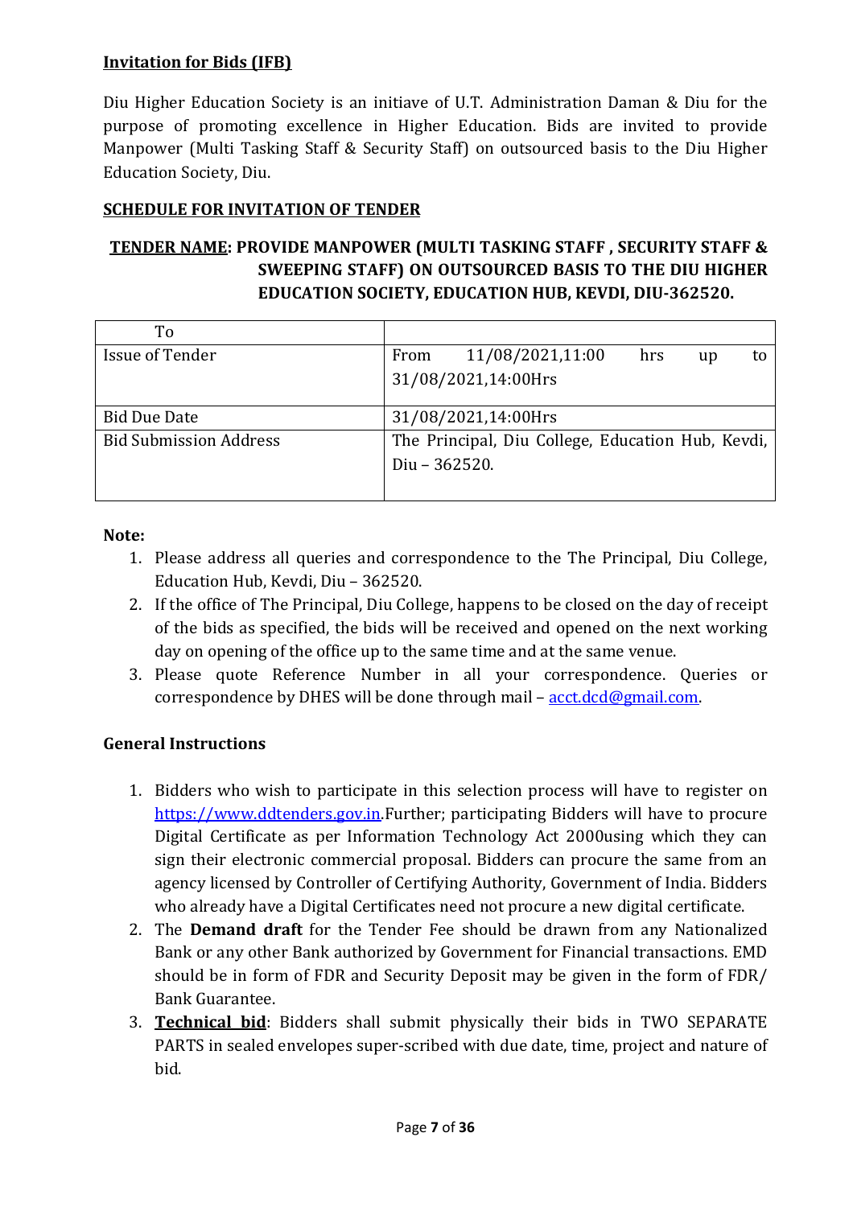## Invitation for Bids (IFB)

Diu Higher Education Society is an initiave of U.T. Administration Daman & Diu for the purpose of promoting excellence in Higher Education. Bids are invited to provide Manpower (Multi Tasking Staff & Security Staff) on outsourced basis to the Diu Higher Education Society, Diu.

### SCHEDULE FOR INVITATION OF TENDER

**TENDER NAME: PROVIDE MANPOWER (MULTI TASKING STAFF , SECURITY STAFF & SWEEPING STAFF) ON OUTSOURCED BASIS TO THE DIU HIGHER EDUCATION SOCIETY, EDUCATION HUB, KEVDI, DIU-362520.**

| To | |
|---|---|
| Issue of Tender | From 11/08/2021,11:00 hrs up to 31/08/2021,14:00Hrs |
| Bid Due Date | 31/08/2021,14:00Hrs |
| Bid Submission Address | The Principal, Diu College, Education Hub, Kevdi, Diu – 362520. |

**Note:**

1. Please address all queries and correspondence to the The Principal, Diu College, Education Hub, Kevdi, Diu – 362520.
2. If the office of The Principal, Diu College, happens to be closed on the day of receipt of the bids as specified, the bids will be received and opened on the next working day on opening of the office up to the same time and at the same venue.
3. Please quote Reference Number in all your correspondence. Queries or correspondence by DHES will be done through mail – acct.dcd@gmail.com.

### General Instructions

1. Bidders who wish to participate in this selection process will have to register on https://www.ddtenders.gov.in.Further; participating Bidders will have to procure Digital Certificate as per Information Technology Act 2000using which they can sign their electronic commercial proposal. Bidders can procure the same from an agency licensed by Controller of Certifying Authority, Government of India. Bidders who already have a Digital Certificates need not procure a new digital certificate.
2. The **Demand draft** for the Tender Fee should be drawn from any Nationalized Bank or any other Bank authorized by Government for Financial transactions. EMD should be in form of FDR and Security Deposit may be given in the form of FDR/ Bank Guarantee.
3. **Technical bid**: Bidders shall submit physically their bids in TWO SEPARATE PARTS in sealed envelopes super-scribed with due date, time, project and nature of bid.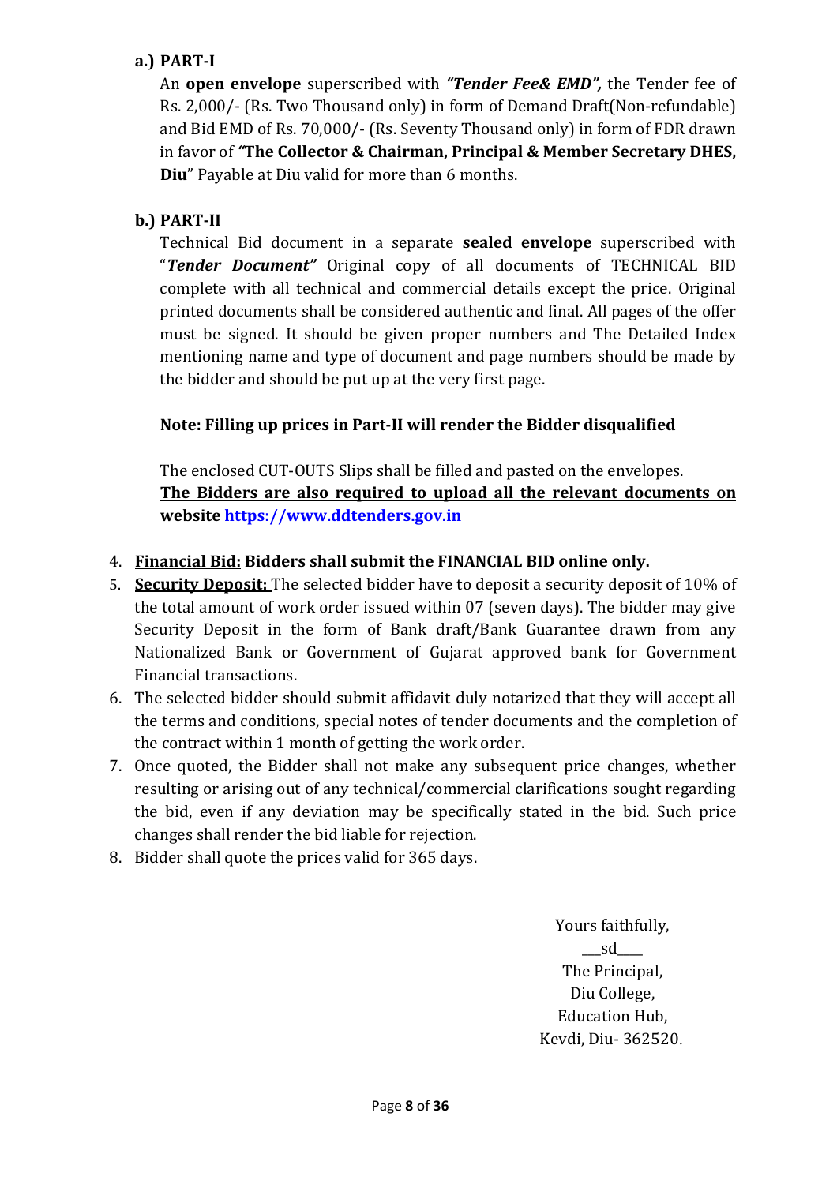**a.) PART-I**

An **open envelope** superscribed with ***"Tender Fee& EMD",*** the Tender fee of Rs. 2,000/- (Rs. Two Thousand only) in form of Demand Draft(Non-refundable) and Bid EMD of Rs. 70,000/- (Rs. Seventy Thousand only) in form of FDR drawn in favor of **"The Collector & Chairman, Principal & Member Secretary DHES, Diu**" Payable at Diu valid for more than 6 months.

**b.) PART-II**

Technical Bid document in a separate **sealed envelope** superscribed with "***Tender Document"*** Original copy of all documents of TECHNICAL BID complete with all technical and commercial details except the price. Original printed documents shall be considered authentic and final. All pages of the offer must be signed. It should be given proper numbers and The Detailed Index mentioning name and type of document and page numbers should be made by the bidder and should be put up at the very first page.

**Note: Filling up prices in Part-II will render the Bidder disqualified**

The enclosed CUT-OUTS Slips shall be filled and pasted on the envelopes.
**The Bidders are also required to upload all the relevant documents on website https://www.ddtenders.gov.in**

4. **Financial Bid: Bidders shall submit the FINANCIAL BID online only.**
5. **Security Deposit:** The selected bidder have to deposit a security deposit of 10% of the total amount of work order issued within 07 (seven days). The bidder may give Security Deposit in the form of Bank draft/Bank Guarantee drawn from any Nationalized Bank or Government of Gujarat approved bank for Government Financial transactions.
6. The selected bidder should submit affidavit duly notarized that they will accept all the terms and conditions, special notes of tender documents and the completion of the contract within 1 month of getting the work order.
7. Once quoted, the Bidder shall not make any subsequent price changes, whether resulting or arising out of any technical/commercial clarifications sought regarding the bid, even if any deviation may be specifically stated in the bid. Such price changes shall render the bid liable for rejection.
8. Bidder shall quote the prices valid for 365 days.

Yours faithfully,
\_\_\_sd\_\_\_\_
The Principal,
Diu College,
Education Hub,
Kevdi, Diu- 362520.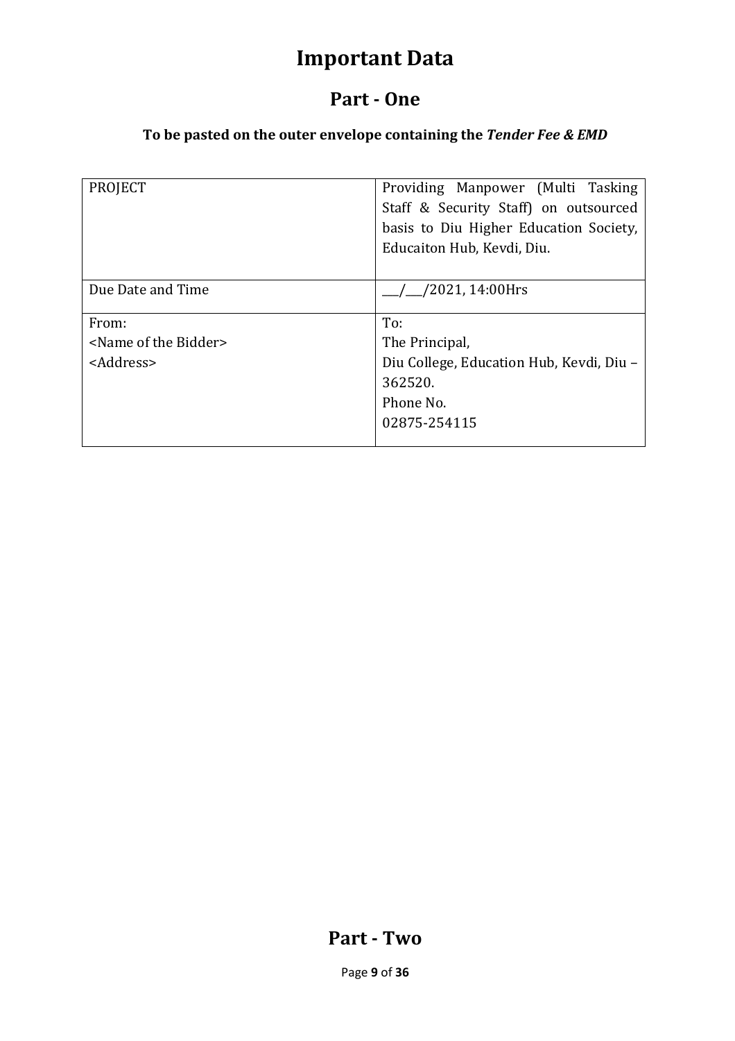# Important Data

## Part - One

### To be pasted on the outer envelope containing the *Tender Fee & EMD*

| PROJECT | Providing Manpower (Multi Tasking Staff & Security Staff) on outsourced basis to Diu Higher Education Society, Educaiton Hub, Kevdi, Diu. |
|---|---|
| Due Date and Time | ___/___/2021, 14:00Hrs |
| From:<br><Name of the Bidder><br><Address> | To:<br>The Principal,<br>Diu College, Education Hub, Kevdi, Diu – 362520.<br>Phone No.<br>02875-254115 |

## Part - Two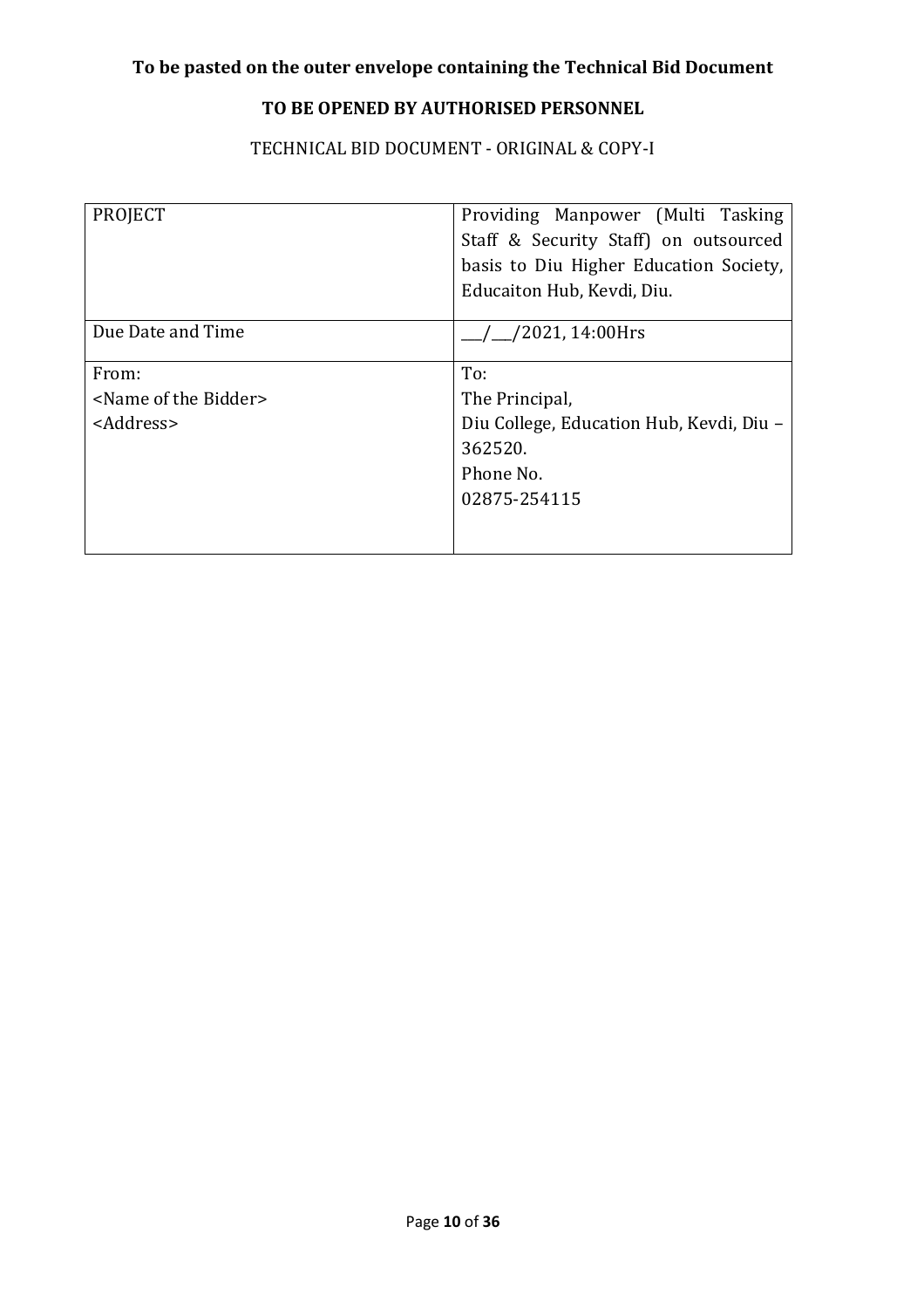**To be pasted on the outer envelope containing the Technical Bid Document**

**TO BE OPENED BY AUTHORISED PERSONNEL**

TECHNICAL BID DOCUMENT - ORIGINAL & COPY-I

| PROJECT | Providing Manpower (Multi Tasking Staff & Security Staff) on outsourced basis to Diu Higher Education Society, Educaiton Hub, Kevdi, Diu. |
|---|---|
| Due Date and Time | \_\_\_/\_\_\_/2021, 14:00Hrs |
| From:<br><Name of the Bidder><br><Address> | To:<br>The Principal,<br>Diu College, Education Hub, Kevdi, Diu – 362520.<br>Phone No.<br>02875-254115 |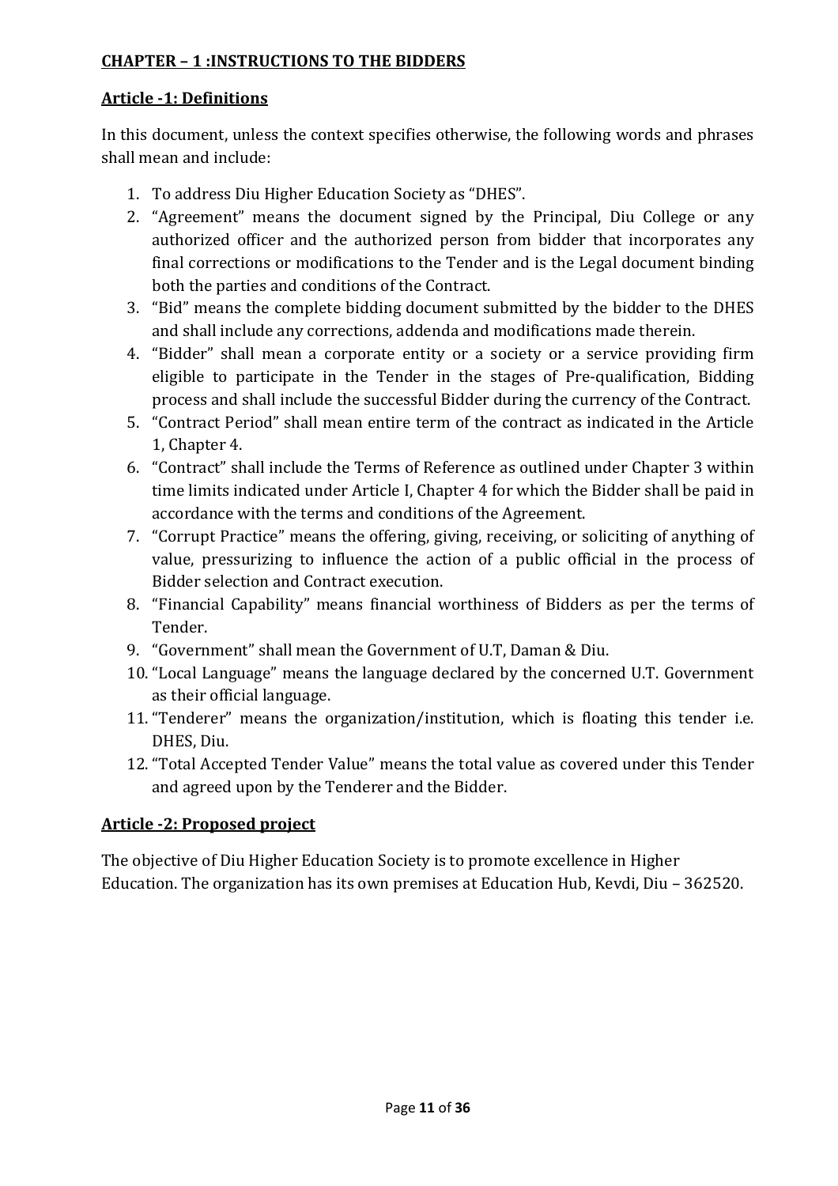## CHAPTER – 1 :INSTRUCTIONS TO THE BIDDERS

### Article -1: Definitions

In this document, unless the context specifies otherwise, the following words and phrases shall mean and include:

1. To address Diu Higher Education Society as "DHES".
2. "Agreement" means the document signed by the Principal, Diu College or any authorized officer and the authorized person from bidder that incorporates any final corrections or modifications to the Tender and is the Legal document binding both the parties and conditions of the Contract.
3. "Bid" means the complete bidding document submitted by the bidder to the DHES and shall include any corrections, addenda and modifications made therein.
4. "Bidder" shall mean a corporate entity or a society or a service providing firm eligible to participate in the Tender in the stages of Pre-qualification, Bidding process and shall include the successful Bidder during the currency of the Contract.
5. "Contract Period" shall mean entire term of the contract as indicated in the Article 1, Chapter 4.
6. "Contract" shall include the Terms of Reference as outlined under Chapter 3 within time limits indicated under Article I, Chapter 4 for which the Bidder shall be paid in accordance with the terms and conditions of the Agreement.
7. "Corrupt Practice" means the offering, giving, receiving, or soliciting of anything of value, pressurizing to influence the action of a public official in the process of Bidder selection and Contract execution.
8. "Financial Capability" means financial worthiness of Bidders as per the terms of Tender.
9. "Government" shall mean the Government of U.T, Daman & Diu.
10. "Local Language" means the language declared by the concerned U.T. Government as their official language.
11. "Tenderer" means the organization/institution, which is floating this tender i.e. DHES, Diu.
12. "Total Accepted Tender Value" means the total value as covered under this Tender and agreed upon by the Tenderer and the Bidder.

### Article -2: Proposed project

The objective of Diu Higher Education Society is to promote excellence in Higher Education. The organization has its own premises at Education Hub, Kevdi, Diu – 362520.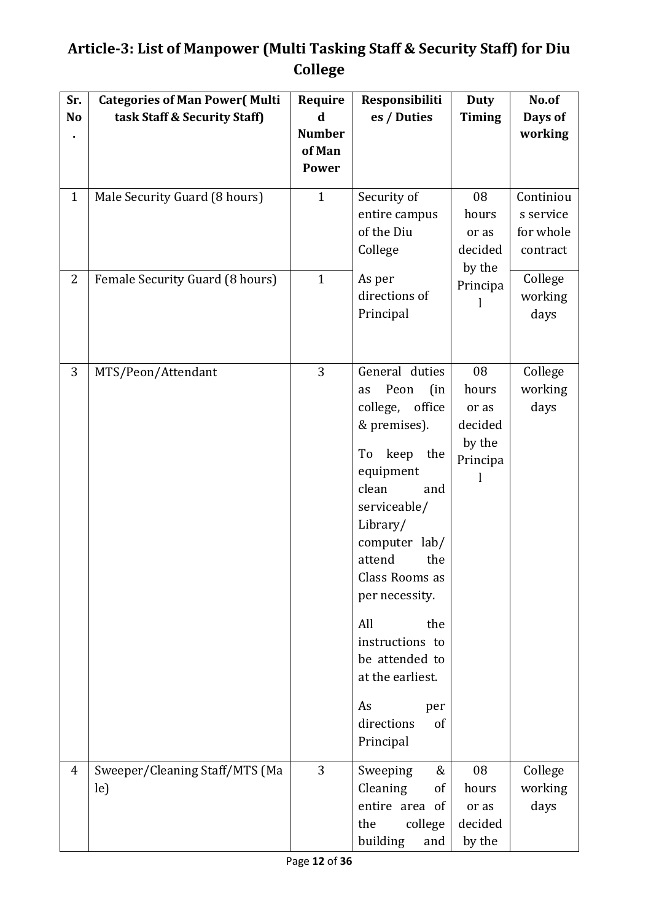## Article-3: List of Manpower (Multi Tasking Staff & Security Staff) for Diu College

| Sr. No. | Categories of Man Power( Multi task Staff & Security Staff) | Required Number of Man Power | Responsibilities / Duties | Duty Timing | No.of Days of working |
|---|---|---|---|---|---|
| 1 | Male Security Guard (8 hours) | 1 | Security of entire campus of the Diu College | 08 hours or as decided by the Principal | Continious service for whole contract |
| 2 | Female Security Guard (8 hours) | 1 | As per directions of Principal | | College working days |
| 3 | MTS/Peon/Attendant | 3 | General duties as Peon (in college, office & premises). To keep the equipment clean and serviceable/ Library/ computer lab/ attend the Class Rooms as per necessity. All the instructions to be attended to at the earliest. As per directions of Principal | 08 hours or as decided by the Principal | College working days |
| 4 | Sweeper/Cleaning Staff/MTS (Male) | 3 | Sweeping & Cleaning of entire area of the college building and | 08 hours or as decided by the | College working days |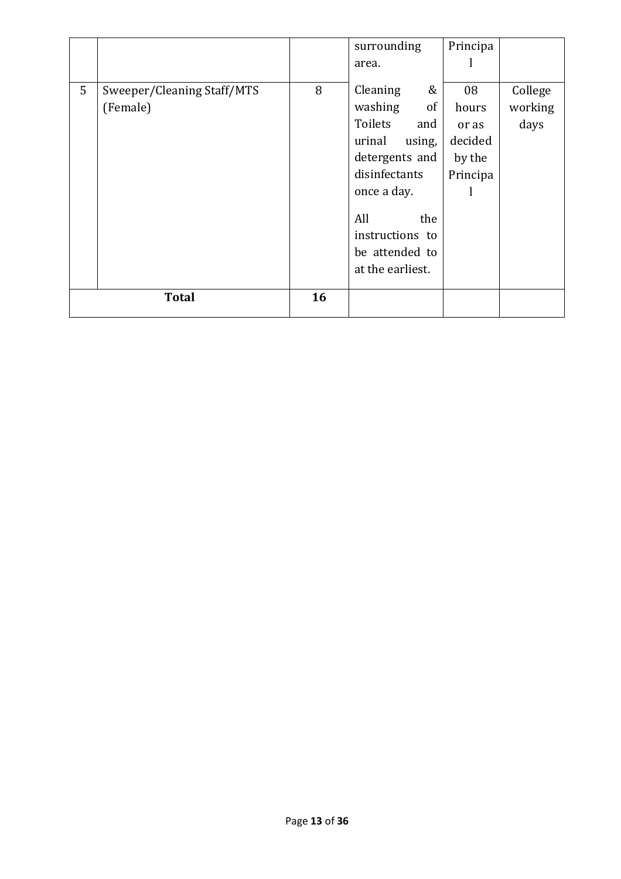|   |   |   | surrounding area. | Principal |   |
|---|---|---|---|---|---|
| 5 | Sweeper/Cleaning Staff/MTS (Female) | 8 | Cleaning & washing of Toilets and urinal using, detergents and disinfectants once a day.<br><br>All the instructions to be attended to at the earliest. | 08 hours or as decided by the Principal | College working days |
| **Total** |   | **16** |   |   |   |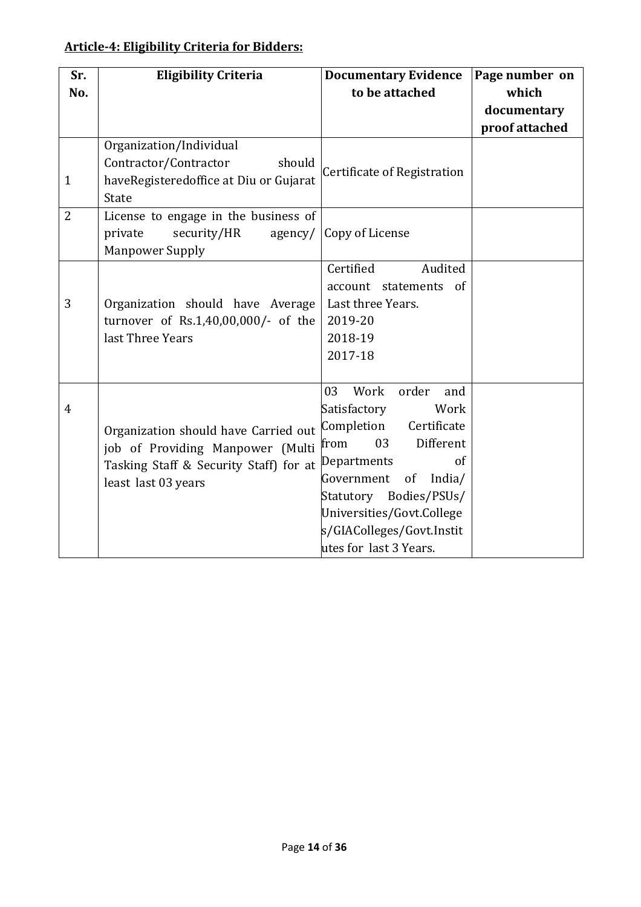**Article-4: Eligibility Criteria for Bidders:**

| Sr. No. | Eligibility Criteria | Documentary Evidence to be attached | Page number on which documentary proof attached |
|---|---|---|---|
| 1 | Organization/Individual Contractor/Contractor should haveRegisteredoffice at Diu or Gujarat State | Certificate of Registration | |
| 2 | License to engage in the business of private security/HR agency/ Manpower Supply | Copy of License | |
| 3 | Organization should have Average turnover of Rs.1,40,00,000/- of the last Three Years | Certified Audited account statements of Last three Years.<br>2019-20<br>2018-19<br>2017-18 | |
| 4 | Organization should have Carried out job of Providing Manpower (Multi Tasking Staff & Security Staff) for at least last 03 years | 03 Work order and Satisfactory Work Completion Certificate from 03 Different Departments of Government of India/ Statutory Bodies/PSUs/ Universities/Govt.Colleges/GIAColleges/Govt.Institutes for last 3 Years. | |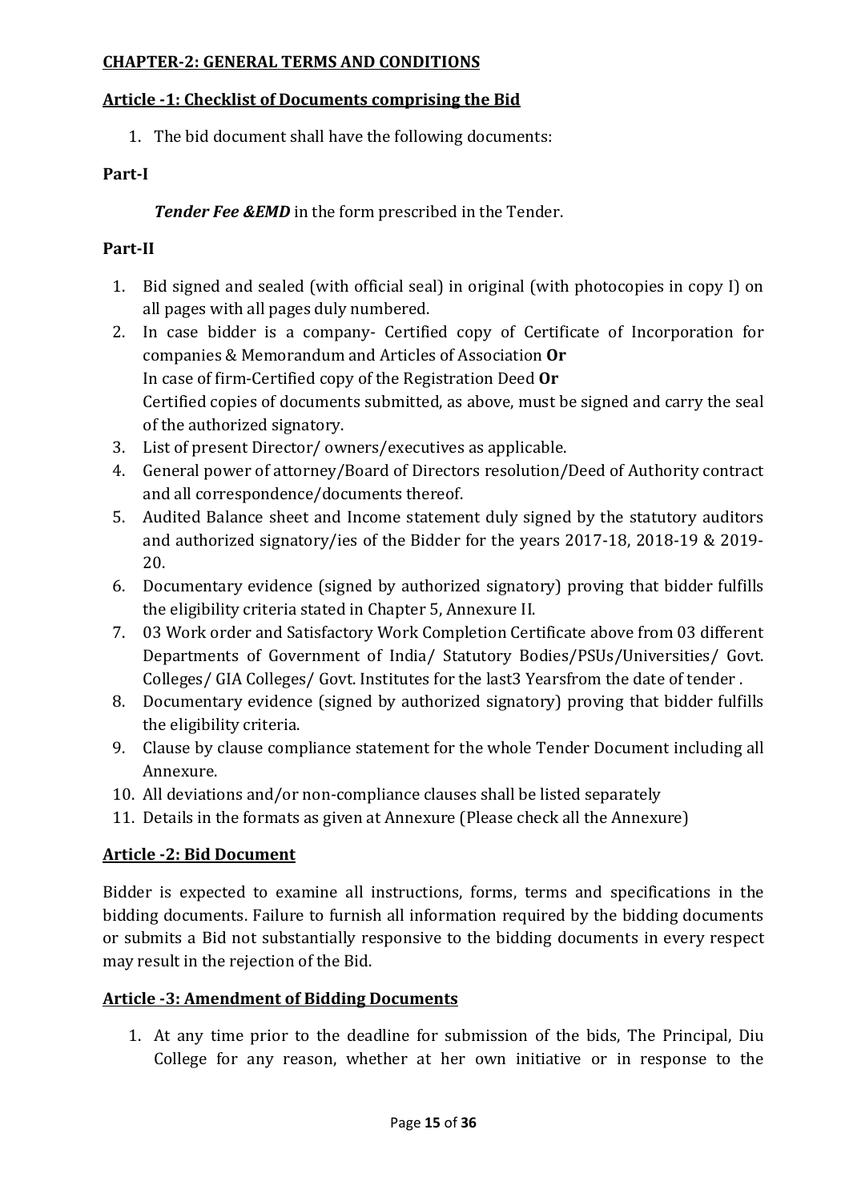## CHAPTER-2: GENERAL TERMS AND CONDITIONS

### Article -1: Checklist of Documents comprising the Bid

1. The bid document shall have the following documents:

**Part-I**

***Tender Fee &EMD*** in the form prescribed in the Tender.

**Part-II**

1. Bid signed and sealed (with official seal) in original (with photocopies in copy I) on all pages with all pages duly numbered.
2. In case bidder is a company- Certified copy of Certificate of Incorporation for companies & Memorandum and Articles of Association **Or**
   In case of firm-Certified copy of the Registration Deed **Or**
   Certified copies of documents submitted, as above, must be signed and carry the seal of the authorized signatory.
3. List of present Director/ owners/executives as applicable.
4. General power of attorney/Board of Directors resolution/Deed of Authority contract and all correspondence/documents thereof.
5. Audited Balance sheet and Income statement duly signed by the statutory auditors and authorized signatory/ies of the Bidder for the years 2017-18, 2018-19 & 2019-20.
6. Documentary evidence (signed by authorized signatory) proving that bidder fulfills the eligibility criteria stated in Chapter 5, Annexure II.
7. 03 Work order and Satisfactory Work Completion Certificate above from 03 different Departments of Government of India/ Statutory Bodies/PSUs/Universities/ Govt. Colleges/ GIA Colleges/ Govt. Institutes for the last3 Yearsfrom the date of tender .
8. Documentary evidence (signed by authorized signatory) proving that bidder fulfills the eligibility criteria.
9. Clause by clause compliance statement for the whole Tender Document including all Annexure.
10. All deviations and/or non-compliance clauses shall be listed separately
11. Details in the formats as given at Annexure (Please check all the Annexure)

### Article -2: Bid Document

Bidder is expected to examine all instructions, forms, terms and specifications in the bidding documents. Failure to furnish all information required by the bidding documents or submits a Bid not substantially responsive to the bidding documents in every respect may result in the rejection of the Bid.

### Article -3: Amendment of Bidding Documents

1. At any time prior to the deadline for submission of the bids, The Principal, Diu College for any reason, whether at her own initiative or in response to the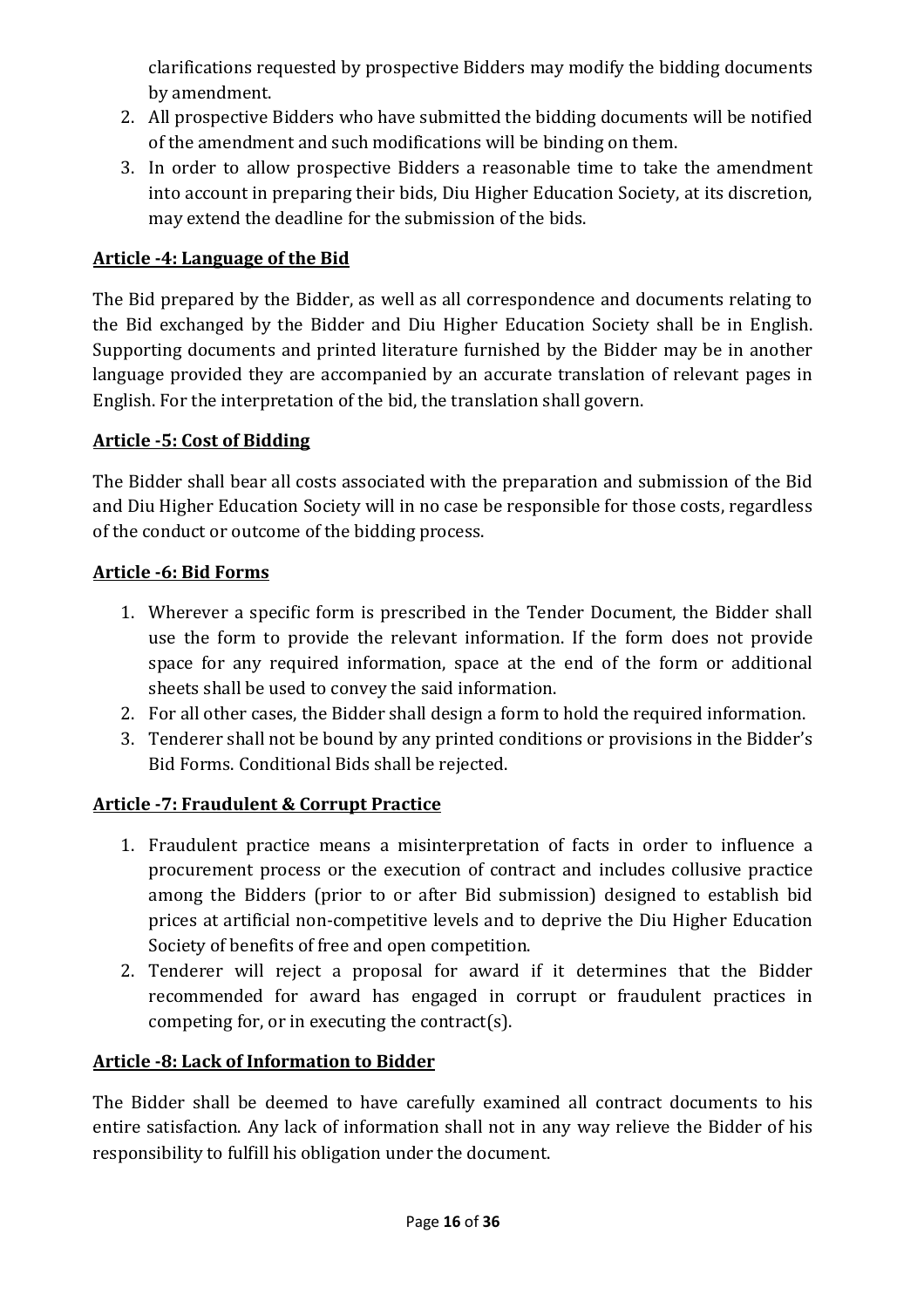clarifications requested by prospective Bidders may modify the bidding documents by amendment.

2. All prospective Bidders who have submitted the bidding documents will be notified of the amendment and such modifications will be binding on them.
3. In order to allow prospective Bidders a reasonable time to take the amendment into account in preparing their bids, Diu Higher Education Society, at its discretion, may extend the deadline for the submission of the bids.

**Article -4: Language of the Bid**

The Bid prepared by the Bidder, as well as all correspondence and documents relating to the Bid exchanged by the Bidder and Diu Higher Education Society shall be in English. Supporting documents and printed literature furnished by the Bidder may be in another language provided they are accompanied by an accurate translation of relevant pages in English. For the interpretation of the bid, the translation shall govern.

**Article -5: Cost of Bidding**

The Bidder shall bear all costs associated with the preparation and submission of the Bid and Diu Higher Education Society will in no case be responsible for those costs, regardless of the conduct or outcome of the bidding process.

**Article -6: Bid Forms**

1. Wherever a specific form is prescribed in the Tender Document, the Bidder shall use the form to provide the relevant information. If the form does not provide space for any required information, space at the end of the form or additional sheets shall be used to convey the said information.
2. For all other cases, the Bidder shall design a form to hold the required information.
3. Tenderer shall not be bound by any printed conditions or provisions in the Bidder's Bid Forms. Conditional Bids shall be rejected.

**Article -7: Fraudulent & Corrupt Practice**

1. Fraudulent practice means a misinterpretation of facts in order to influence a procurement process or the execution of contract and includes collusive practice among the Bidders (prior to or after Bid submission) designed to establish bid prices at artificial non-competitive levels and to deprive the Diu Higher Education Society of benefits of free and open competition.
2. Tenderer will reject a proposal for award if it determines that the Bidder recommended for award has engaged in corrupt or fraudulent practices in competing for, or in executing the contract(s).

**Article -8: Lack of Information to Bidder**

The Bidder shall be deemed to have carefully examined all contract documents to his entire satisfaction. Any lack of information shall not in any way relieve the Bidder of his responsibility to fulfill his obligation under the document.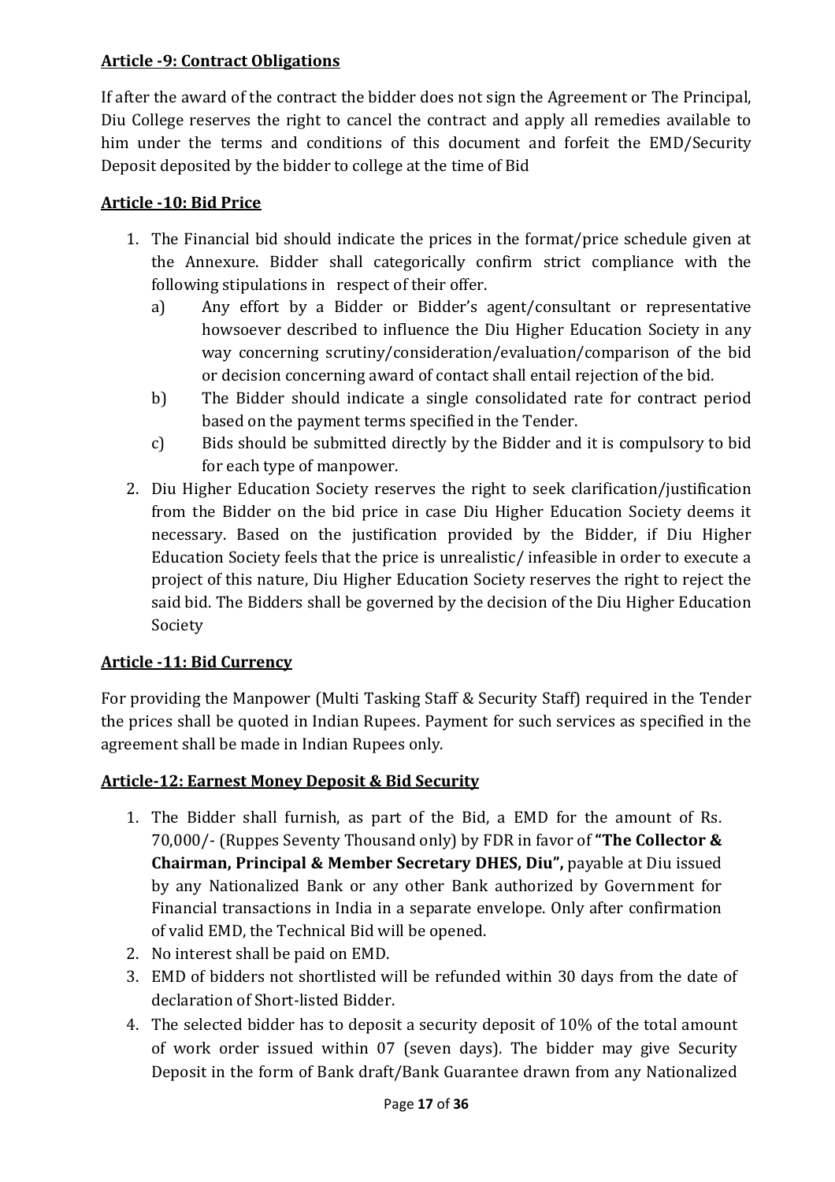**Article -9: Contract Obligations**

If after the award of the contract the bidder does not sign the Agreement or The Principal, Diu College reserves the right to cancel the contract and apply all remedies available to him under the terms and conditions of this document and forfeit the EMD/Security Deposit deposited by the bidder to college at the time of Bid

**Article -10: Bid Price**

1. The Financial bid should indicate the prices in the format/price schedule given at the Annexure. Bidder shall categorically confirm strict compliance with the following stipulations in respect of their offer.
   a) Any effort by a Bidder or Bidder's agent/consultant or representative howsoever described to influence the Diu Higher Education Society in any way concerning scrutiny/consideration/evaluation/comparison of the bid or decision concerning award of contact shall entail rejection of the bid.
   b) The Bidder should indicate a single consolidated rate for contract period based on the payment terms specified in the Tender.
   c) Bids should be submitted directly by the Bidder and it is compulsory to bid for each type of manpower.
2. Diu Higher Education Society reserves the right to seek clarification/justification from the Bidder on the bid price in case Diu Higher Education Society deems it necessary. Based on the justification provided by the Bidder, if Diu Higher Education Society feels that the price is unrealistic/ infeasible in order to execute a project of this nature, Diu Higher Education Society reserves the right to reject the said bid. The Bidders shall be governed by the decision of the Diu Higher Education Society

**Article -11: Bid Currency**

For providing the Manpower (Multi Tasking Staff & Security Staff) required in the Tender the prices shall be quoted in Indian Rupees. Payment for such services as specified in the agreement shall be made in Indian Rupees only.

**Article-12: Earnest Money Deposit & Bid Security**

1. The Bidder shall furnish, as part of the Bid, a EMD for the amount of Rs. 70,000/- (Ruppes Seventy Thousand only) by FDR in favor of **"The Collector & Chairman, Principal & Member Secretary DHES, Diu",** payable at Diu issued by any Nationalized Bank or any other Bank authorized by Government for Financial transactions in India in a separate envelope. Only after confirmation of valid EMD, the Technical Bid will be opened.
2. No interest shall be paid on EMD.
3. EMD of bidders not shortlisted will be refunded within 30 days from the date of declaration of Short-listed Bidder.
4. The selected bidder has to deposit a security deposit of 10% of the total amount of work order issued within 07 (seven days). The bidder may give Security Deposit in the form of Bank draft/Bank Guarantee drawn from any Nationalized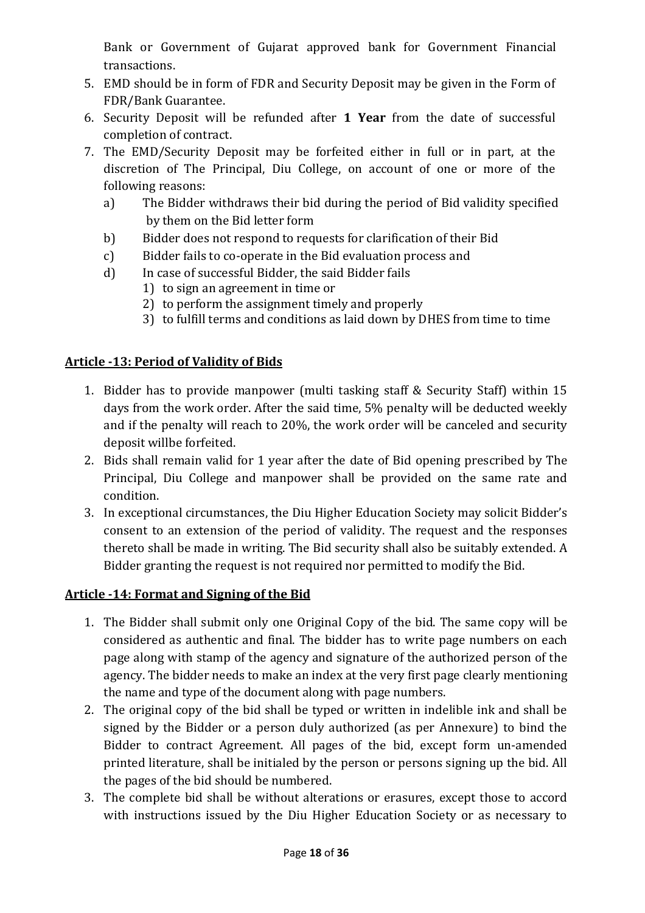Bank or Government of Gujarat approved bank for Government Financial transactions.

5. EMD should be in form of FDR and Security Deposit may be given in the Form of FDR/Bank Guarantee.
6. Security Deposit will be refunded after **1 Year** from the date of successful completion of contract.
7. The EMD/Security Deposit may be forfeited either in full or in part, at the discretion of The Principal, Diu College, on account of one or more of the following reasons:
   a) The Bidder withdraws their bid during the period of Bid validity specified by them on the Bid letter form
   b) Bidder does not respond to requests for clarification of their Bid
   c) Bidder fails to co-operate in the Bid evaluation process and
   d) In case of successful Bidder, the said Bidder fails
      1) to sign an agreement in time or
      2) to perform the assignment timely and properly
      3) to fulfill terms and conditions as laid down by DHES from time to time

**Article -13: Period of Validity of Bids**

1. Bidder has to provide manpower (multi tasking staff & Security Staff) within 15 days from the work order. After the said time, 5% penalty will be deducted weekly and if the penalty will reach to 20%, the work order will be canceled and security deposit willbe forfeited.
2. Bids shall remain valid for 1 year after the date of Bid opening prescribed by The Principal, Diu College and manpower shall be provided on the same rate and condition.
3. In exceptional circumstances, the Diu Higher Education Society may solicit Bidder's consent to an extension of the period of validity. The request and the responses thereto shall be made in writing. The Bid security shall also be suitably extended. A Bidder granting the request is not required nor permitted to modify the Bid.

**Article -14: Format and Signing of the Bid**

1. The Bidder shall submit only one Original Copy of the bid. The same copy will be considered as authentic and final. The bidder has to write page numbers on each page along with stamp of the agency and signature of the authorized person of the agency. The bidder needs to make an index at the very first page clearly mentioning the name and type of the document along with page numbers.
2. The original copy of the bid shall be typed or written in indelible ink and shall be signed by the Bidder or a person duly authorized (as per Annexure) to bind the Bidder to contract Agreement. All pages of the bid, except form un-amended printed literature, shall be initialed by the person or persons signing up the bid. All the pages of the bid should be numbered.
3. The complete bid shall be without alterations or erasures, except those to accord with instructions issued by the Diu Higher Education Society or as necessary to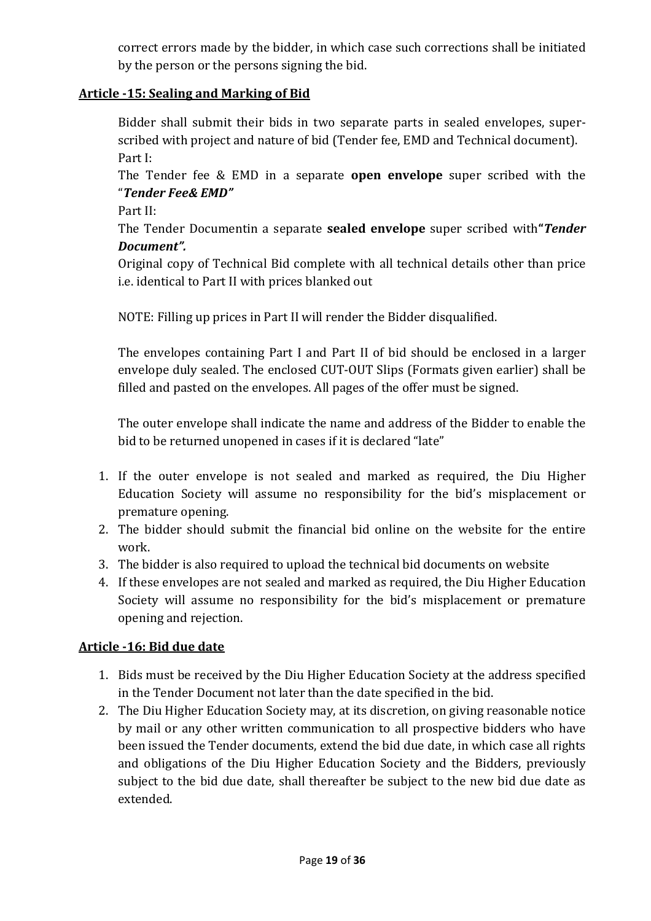correct errors made by the bidder, in which case such corrections shall be initiated by the person or the persons signing the bid.

**Article -15: Sealing and Marking of Bid**

Bidder shall submit their bids in two separate parts in sealed envelopes, super-scribed with project and nature of bid (Tender fee, EMD and Technical document).

Part I:

The Tender fee & EMD in a separate **open envelope** super scribed with the "***Tender Fee& EMD"***

Part II:

The Tender Documentin a separate **sealed envelope** super scribed with**"*Tender Document".***

Original copy of Technical Bid complete with all technical details other than price i.e. identical to Part II with prices blanked out

NOTE: Filling up prices in Part II will render the Bidder disqualified.

The envelopes containing Part I and Part II of bid should be enclosed in a larger envelope duly sealed. The enclosed CUT-OUT Slips (Formats given earlier) shall be filled and pasted on the envelopes. All pages of the offer must be signed.

The outer envelope shall indicate the name and address of the Bidder to enable the bid to be returned unopened in cases if it is declared "late"

1. If the outer envelope is not sealed and marked as required, the Diu Higher Education Society will assume no responsibility for the bid's misplacement or premature opening.
2. The bidder should submit the financial bid online on the website for the entire work.
3. The bidder is also required to upload the technical bid documents on website
4. If these envelopes are not sealed and marked as required, the Diu Higher Education Society will assume no responsibility for the bid's misplacement or premature opening and rejection.

**Article -16: Bid due date**

1. Bids must be received by the Diu Higher Education Society at the address specified in the Tender Document not later than the date specified in the bid.
2. The Diu Higher Education Society may, at its discretion, on giving reasonable notice by mail or any other written communication to all prospective bidders who have been issued the Tender documents, extend the bid due date, in which case all rights and obligations of the Diu Higher Education Society and the Bidders, previously subject to the bid due date, shall thereafter be subject to the new bid due date as extended.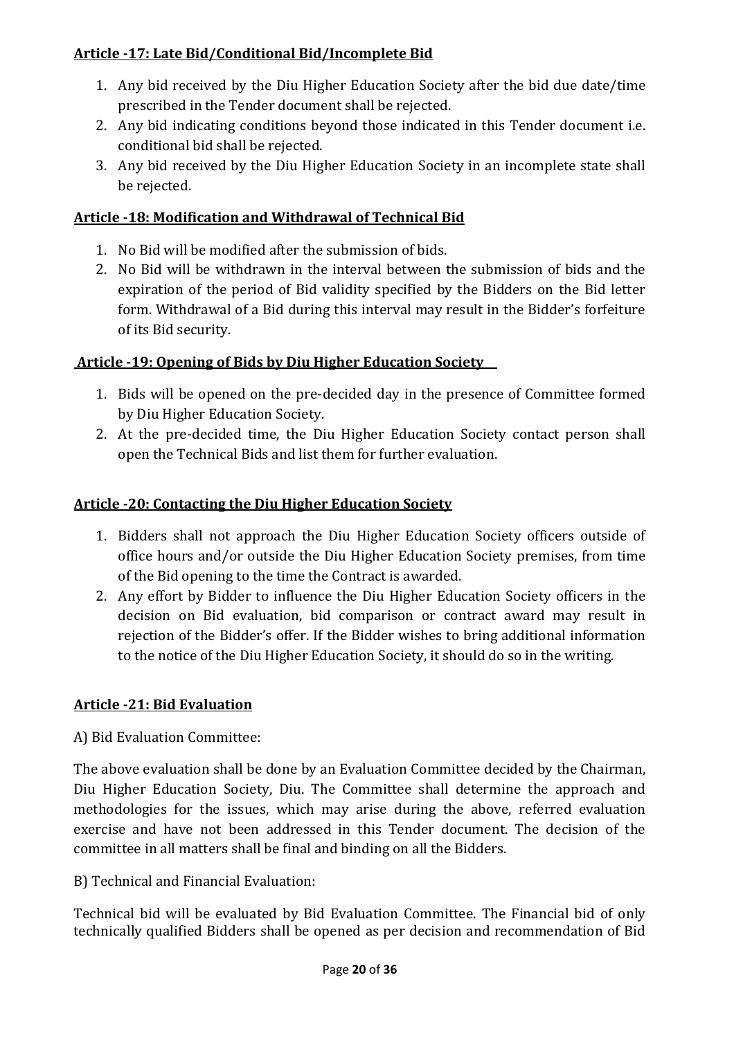**Article -17: Late Bid/Conditional Bid/Incomplete Bid**

1. Any bid received by the Diu Higher Education Society after the bid due date/time prescribed in the Tender document shall be rejected.
2. Any bid indicating conditions beyond those indicated in this Tender document i.e. conditional bid shall be rejected.
3. Any bid received by the Diu Higher Education Society in an incomplete state shall be rejected.

**Article -18: Modification and Withdrawal of Technical Bid**

1. No Bid will be modified after the submission of bids.
2. No Bid will be withdrawn in the interval between the submission of bids and the expiration of the period of Bid validity specified by the Bidders on the Bid letter form. Withdrawal of a Bid during this interval may result in the Bidder's forfeiture of its Bid security.

**Article -19: Opening of Bids by Diu Higher Education Society**

1. Bids will be opened on the pre-decided day in the presence of Committee formed by Diu Higher Education Society.
2. At the pre-decided time, the Diu Higher Education Society contact person shall open the Technical Bids and list them for further evaluation.

**Article -20: Contacting the Diu Higher Education Society**

1. Bidders shall not approach the Diu Higher Education Society officers outside of office hours and/or outside the Diu Higher Education Society premises, from time of the Bid opening to the time the Contract is awarded.
2. Any effort by Bidder to influence the Diu Higher Education Society officers in the decision on Bid evaluation, bid comparison or contract award may result in rejection of the Bidder's offer. If the Bidder wishes to bring additional information to the notice of the Diu Higher Education Society, it should do so in the writing.

**Article -21: Bid Evaluation**

A) Bid Evaluation Committee:

The above evaluation shall be done by an Evaluation Committee decided by the Chairman, Diu Higher Education Society, Diu. The Committee shall determine the approach and methodologies for the issues, which may arise during the above, referred evaluation exercise and have not been addressed in this Tender document. The decision of the committee in all matters shall be final and binding on all the Bidders.

B) Technical and Financial Evaluation:

Technical bid will be evaluated by Bid Evaluation Committee. The Financial bid of only technically qualified Bidders shall be opened as per decision and recommendation of Bid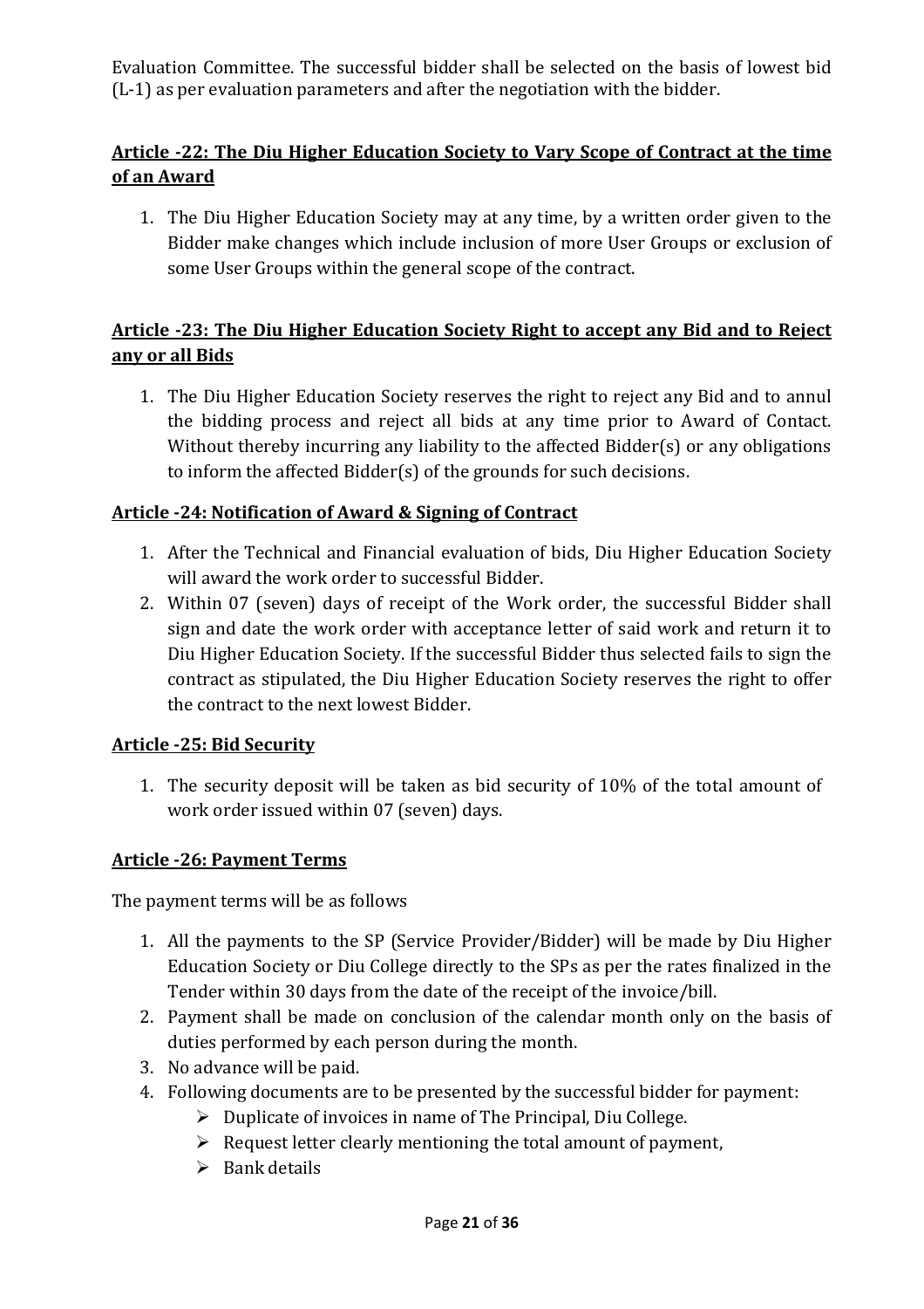Evaluation Committee. The successful bidder shall be selected on the basis of lowest bid (L-1) as per evaluation parameters and after the negotiation with the bidder.

## Article -22: The Diu Higher Education Society to Vary Scope of Contract at the time of an Award

1. The Diu Higher Education Society may at any time, by a written order given to the Bidder make changes which include inclusion of more User Groups or exclusion of some User Groups within the general scope of the contract.

## Article -23: The Diu Higher Education Society Right to accept any Bid and to Reject any or all Bids

1. The Diu Higher Education Society reserves the right to reject any Bid and to annul the bidding process and reject all bids at any time prior to Award of Contact. Without thereby incurring any liability to the affected Bidder(s) or any obligations to inform the affected Bidder(s) of the grounds for such decisions.

## Article -24: Notification of Award & Signing of Contract

1. After the Technical and Financial evaluation of bids, Diu Higher Education Society will award the work order to successful Bidder.
2. Within 07 (seven) days of receipt of the Work order, the successful Bidder shall sign and date the work order with acceptance letter of said work and return it to Diu Higher Education Society. If the successful Bidder thus selected fails to sign the contract as stipulated, the Diu Higher Education Society reserves the right to offer the contract to the next lowest Bidder.

## Article -25: Bid Security

1. The security deposit will be taken as bid security of 10% of the total amount of work order issued within 07 (seven) days.

## Article -26: Payment Terms

The payment terms will be as follows

1. All the payments to the SP (Service Provider/Bidder) will be made by Diu Higher Education Society or Diu College directly to the SPs as per the rates finalized in the Tender within 30 days from the date of the receipt of the invoice/bill.
2. Payment shall be made on conclusion of the calendar month only on the basis of duties performed by each person during the month.
3. No advance will be paid.
4. Following documents are to be presented by the successful bidder for payment:
   - Duplicate of invoices in name of The Principal, Diu College.
   - Request letter clearly mentioning the total amount of payment,
   - Bank details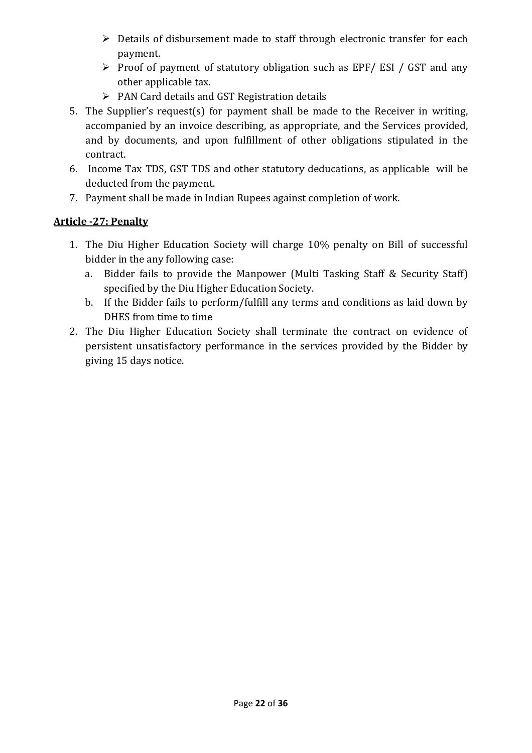- Details of disbursement made to staff through electronic transfer for each payment.
- Proof of payment of statutory obligation such as EPF/ ESI / GST and any other applicable tax.
- PAN Card details and GST Registration details

5. The Supplier's request(s) for payment shall be made to the Receiver in writing, accompanied by an invoice describing, as appropriate, and the Services provided, and by documents, and upon fulfillment of other obligations stipulated in the contract.
6. Income Tax TDS, GST TDS and other statutory deducations, as applicable will be deducted from the payment.
7. Payment shall be made in Indian Rupees against completion of work.

**Article -27: Penalty**

1. The Diu Higher Education Society will charge 10% penalty on Bill of successful bidder in the any following case:
   a. Bidder fails to provide the Manpower (Multi Tasking Staff & Security Staff) specified by the Diu Higher Education Society.
   b. If the Bidder fails to perform/fulfill any terms and conditions as laid down by DHES from time to time
2. The Diu Higher Education Society shall terminate the contract on evidence of persistent unsatisfactory performance in the services provided by the Bidder by giving 15 days notice.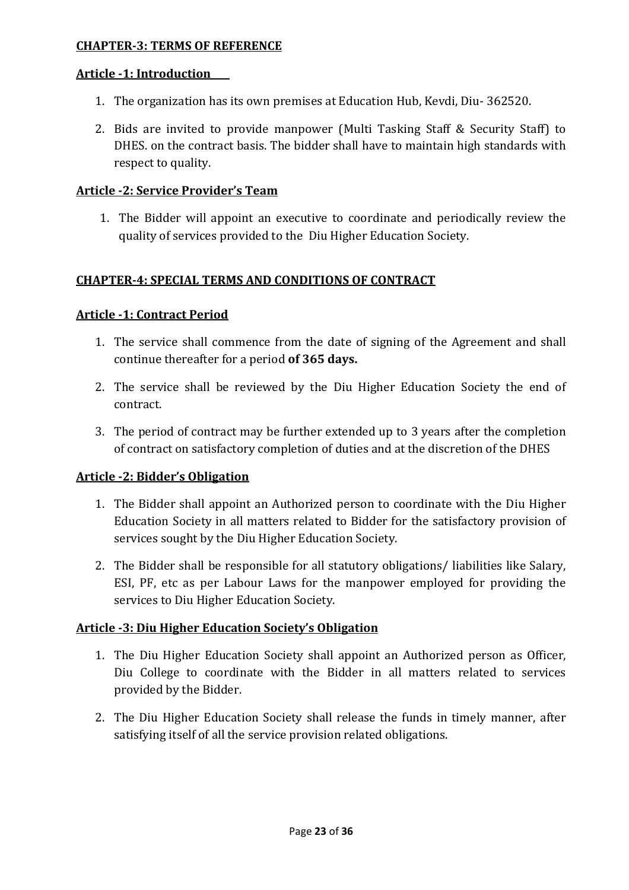## CHAPTER-3: TERMS OF REFERENCE

### Article -1: Introduction

1. The organization has its own premises at Education Hub, Kevdi, Diu- 362520.
2. Bids are invited to provide manpower (Multi Tasking Staff & Security Staff) to DHES. on the contract basis. The bidder shall have to maintain high standards with respect to quality.

### Article -2: Service Provider's Team

1. The Bidder will appoint an executive to coordinate and periodically review the quality of services provided to the Diu Higher Education Society.

## CHAPTER-4: SPECIAL TERMS AND CONDITIONS OF CONTRACT

### Article -1: Contract Period

1. The service shall commence from the date of signing of the Agreement and shall continue thereafter for a period **of 365 days.**
2. The service shall be reviewed by the Diu Higher Education Society the end of contract.
3. The period of contract may be further extended up to 3 years after the completion of contract on satisfactory completion of duties and at the discretion of the DHES

### Article -2: Bidder's Obligation

1. The Bidder shall appoint an Authorized person to coordinate with the Diu Higher Education Society in all matters related to Bidder for the satisfactory provision of services sought by the Diu Higher Education Society.
2. The Bidder shall be responsible for all statutory obligations/ liabilities like Salary, ESI, PF, etc as per Labour Laws for the manpower employed for providing the services to Diu Higher Education Society.

### Article -3: Diu Higher Education Society's Obligation

1. The Diu Higher Education Society shall appoint an Authorized person as Officer, Diu College to coordinate with the Bidder in all matters related to services provided by the Bidder.
2. The Diu Higher Education Society shall release the funds in timely manner, after satisfying itself of all the service provision related obligations.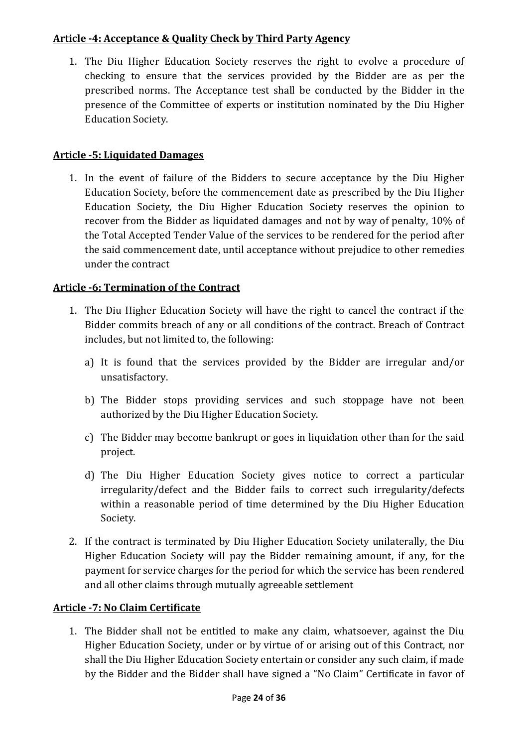**Article -4: Acceptance & Quality Check by Third Party Agency**

1. The Diu Higher Education Society reserves the right to evolve a procedure of checking to ensure that the services provided by the Bidder are as per the prescribed norms. The Acceptance test shall be conducted by the Bidder in the presence of the Committee of experts or institution nominated by the Diu Higher Education Society.

**Article -5: Liquidated Damages**

1. In the event of failure of the Bidders to secure acceptance by the Diu Higher Education Society, before the commencement date as prescribed by the Diu Higher Education Society, the Diu Higher Education Society reserves the opinion to recover from the Bidder as liquidated damages and not by way of penalty, 10% of the Total Accepted Tender Value of the services to be rendered for the period after the said commencement date, until acceptance without prejudice to other remedies under the contract

**Article -6: Termination of the Contract**

1. The Diu Higher Education Society will have the right to cancel the contract if the Bidder commits breach of any or all conditions of the contract. Breach of Contract includes, but not limited to, the following:
   a) It is found that the services provided by the Bidder are irregular and/or unsatisfactory.
   b) The Bidder stops providing services and such stoppage have not been authorized by the Diu Higher Education Society.
   c) The Bidder may become bankrupt or goes in liquidation other than for the said project.
   d) The Diu Higher Education Society gives notice to correct a particular irregularity/defect and the Bidder fails to correct such irregularity/defects within a reasonable period of time determined by the Diu Higher Education Society.
2. If the contract is terminated by Diu Higher Education Society unilaterally, the Diu Higher Education Society will pay the Bidder remaining amount, if any, for the payment for service charges for the period for which the service has been rendered and all other claims through mutually agreeable settlement

**Article -7: No Claim Certificate**

1. The Bidder shall not be entitled to make any claim, whatsoever, against the Diu Higher Education Society, under or by virtue of or arising out of this Contract, nor shall the Diu Higher Education Society entertain or consider any such claim, if made by the Bidder and the Bidder shall have signed a "No Claim" Certificate in favor of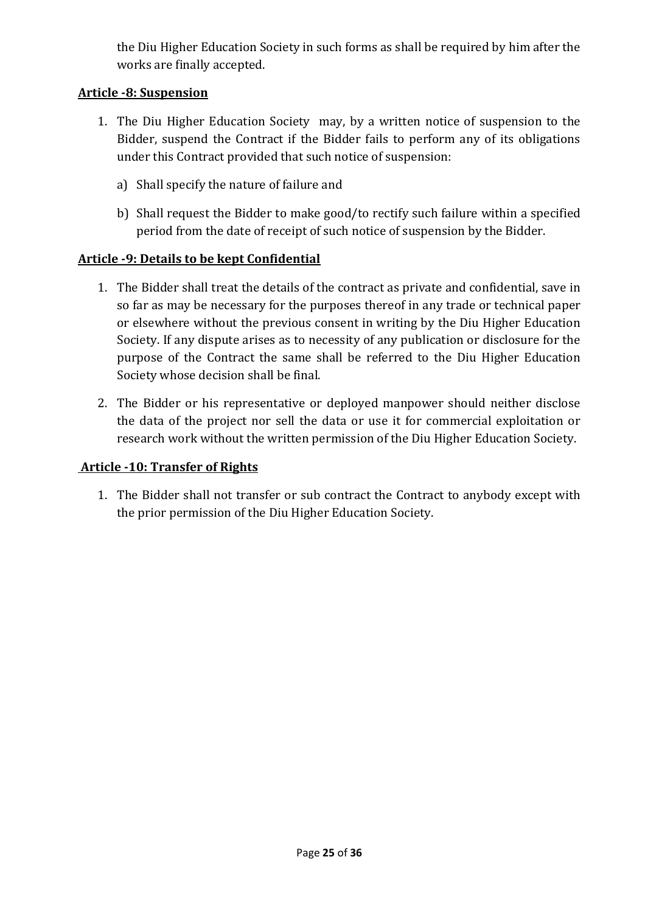the Diu Higher Education Society in such forms as shall be required by him after the works are finally accepted.

**Article -8: Suspension**

1. The Diu Higher Education Society may, by a written notice of suspension to the Bidder, suspend the Contract if the Bidder fails to perform any of its obligations under this Contract provided that such notice of suspension:

    a) Shall specify the nature of failure and

    b) Shall request the Bidder to make good/to rectify such failure within a specified period from the date of receipt of such notice of suspension by the Bidder.

**Article -9: Details to be kept Confidential**

1. The Bidder shall treat the details of the contract as private and confidential, save in so far as may be necessary for the purposes thereof in any trade or technical paper or elsewhere without the previous consent in writing by the Diu Higher Education Society. If any dispute arises as to necessity of any publication or disclosure for the purpose of the Contract the same shall be referred to the Diu Higher Education Society whose decision shall be final.

2. The Bidder or his representative or deployed manpower should neither disclose the data of the project nor sell the data or use it for commercial exploitation or research work without the written permission of the Diu Higher Education Society.

**Article -10: Transfer of Rights**

1. The Bidder shall not transfer or sub contract the Contract to anybody except with the prior permission of the Diu Higher Education Society.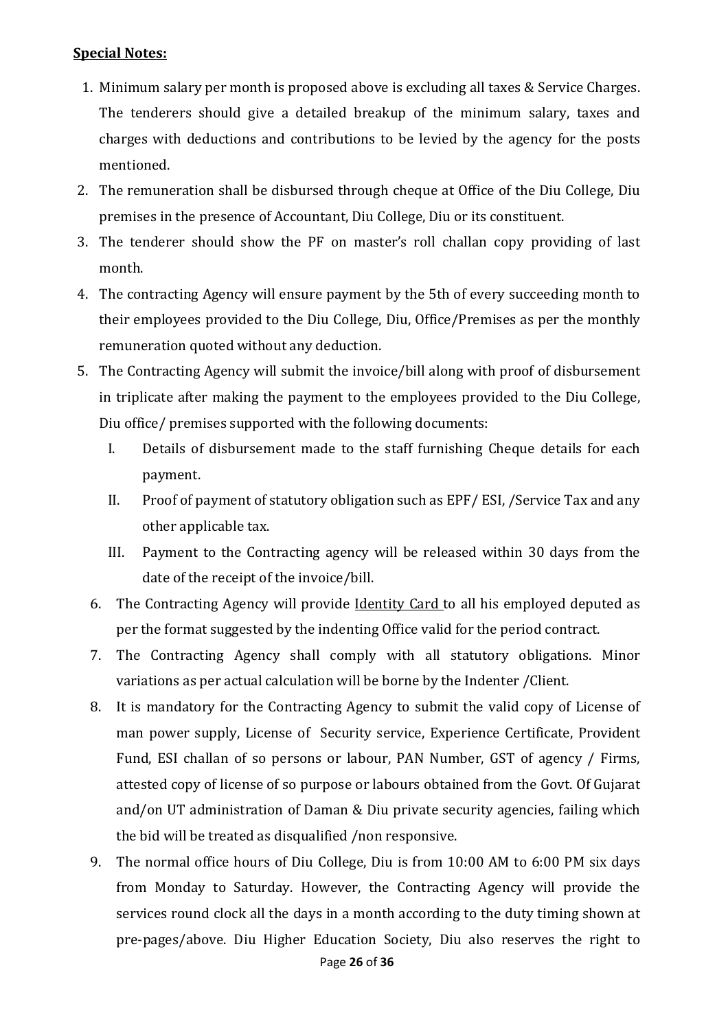**Special Notes:**

1. Minimum salary per month is proposed above is excluding all taxes & Service Charges. The tenderers should give a detailed breakup of the minimum salary, taxes and charges with deductions and contributions to be levied by the agency for the posts mentioned.
2. The remuneration shall be disbursed through cheque at Office of the Diu College, Diu premises in the presence of Accountant, Diu College, Diu or its constituent.
3. The tenderer should show the PF on master's roll challan copy providing of last month.
4. The contracting Agency will ensure payment by the 5th of every succeeding month to their employees provided to the Diu College, Diu, Office/Premises as per the monthly remuneration quoted without any deduction.
5. The Contracting Agency will submit the invoice/bill along with proof of disbursement in triplicate after making the payment to the employees provided to the Diu College, Diu office/ premises supported with the following documents:
   I. Details of disbursement made to the staff furnishing Cheque details for each payment.
   II. Proof of payment of statutory obligation such as EPF/ ESI, /Service Tax and any other applicable tax.
   III. Payment to the Contracting agency will be released within 30 days from the date of the receipt of the invoice/bill.
6. The Contracting Agency will provide Identity Card to all his employed deputed as per the format suggested by the indenting Office valid for the period contract.
7. The Contracting Agency shall comply with all statutory obligations. Minor variations as per actual calculation will be borne by the Indenter /Client.
8. It is mandatory for the Contracting Agency to submit the valid copy of License of man power supply, License of Security service, Experience Certificate, Provident Fund, ESI challan of so persons or labour, PAN Number, GST of agency / Firms, attested copy of license of so purpose or labours obtained from the Govt. Of Gujarat and/on UT administration of Daman & Diu private security agencies, failing which the bid will be treated as disqualified /non responsive.
9. The normal office hours of Diu College, Diu is from 10:00 AM to 6:00 PM six days from Monday to Saturday. However, the Contracting Agency will provide the services round clock all the days in a month according to the duty timing shown at pre-pages/above. Diu Higher Education Society, Diu also reserves the right to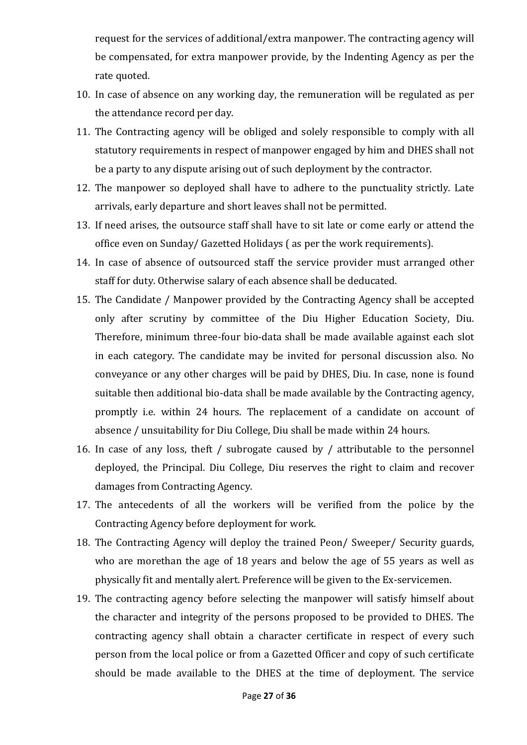request for the services of additional/extra manpower. The contracting agency will be compensated, for extra manpower provide, by the Indenting Agency as per the rate quoted.

10. In case of absence on any working day, the remuneration will be regulated as per the attendance record per day.
11. The Contracting agency will be obliged and solely responsible to comply with all statutory requirements in respect of manpower engaged by him and DHES shall not be a party to any dispute arising out of such deployment by the contractor.
12. The manpower so deployed shall have to adhere to the punctuality strictly. Late arrivals, early departure and short leaves shall not be permitted.
13. If need arises, the outsource staff shall have to sit late or come early or attend the office even on Sunday/ Gazetted Holidays ( as per the work requirements).
14. In case of absence of outsourced staff the service provider must arranged other staff for duty. Otherwise salary of each absence shall be deducated.
15. The Candidate / Manpower provided by the Contracting Agency shall be accepted only after scrutiny by committee of the Diu Higher Education Society, Diu. Therefore, minimum three-four bio-data shall be made available against each slot in each category. The candidate may be invited for personal discussion also. No conveyance or any other charges will be paid by DHES, Diu. In case, none is found suitable then additional bio-data shall be made available by the Contracting agency, promptly i.e. within 24 hours. The replacement of a candidate on account of absence / unsuitability for Diu College, Diu shall be made within 24 hours.
16. In case of any loss, theft / subrogate caused by / attributable to the personnel deployed, the Principal. Diu College, Diu reserves the right to claim and recover damages from Contracting Agency.
17. The antecedents of all the workers will be verified from the police by the Contracting Agency before deployment for work.
18. The Contracting Agency will deploy the trained Peon/ Sweeper/ Security guards, who are morethan the age of 18 years and below the age of 55 years as well as physically fit and mentally alert. Preference will be given to the Ex-servicemen.
19. The contracting agency before selecting the manpower will satisfy himself about the character and integrity of the persons proposed to be provided to DHES. The contracting agency shall obtain a character certificate in respect of every such person from the local police or from a Gazetted Officer and copy of such certificate should be made available to the DHES at the time of deployment. The service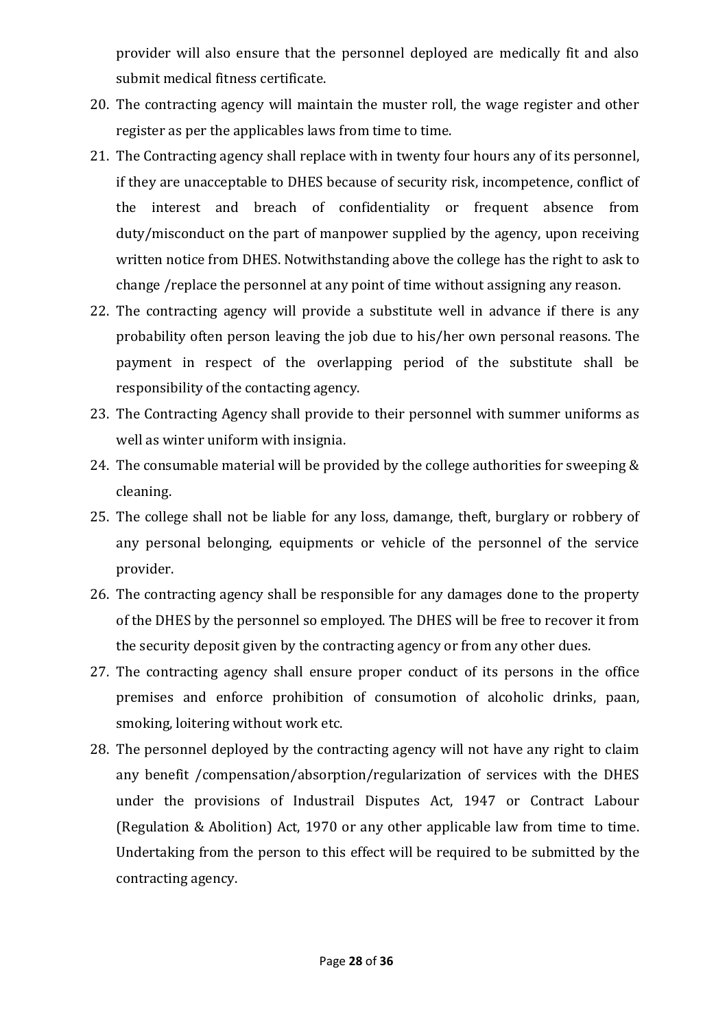provider will also ensure that the personnel deployed are medically fit and also submit medical fitness certificate.

20. The contracting agency will maintain the muster roll, the wage register and other register as per the applicables laws from time to time.
21. The Contracting agency shall replace with in twenty four hours any of its personnel, if they are unacceptable to DHES because of security risk, incompetence, conflict of the interest and breach of confidentiality or frequent absence from duty/misconduct on the part of manpower supplied by the agency, upon receiving written notice from DHES. Notwithstanding above the college has the right to ask to change /replace the personnel at any point of time without assigning any reason.
22. The contracting agency will provide a substitute well in advance if there is any probability often person leaving the job due to his/her own personal reasons. The payment in respect of the overlapping period of the substitute shall be responsibility of the contacting agency.
23. The Contracting Agency shall provide to their personnel with summer uniforms as well as winter uniform with insignia.
24. The consumable material will be provided by the college authorities for sweeping & cleaning.
25. The college shall not be liable for any loss, damange, theft, burglary or robbery of any personal belonging, equipments or vehicle of the personnel of the service provider.
26. The contracting agency shall be responsible for any damages done to the property of the DHES by the personnel so employed. The DHES will be free to recover it from the security deposit given by the contracting agency or from any other dues.
27. The contracting agency shall ensure proper conduct of its persons in the office premises and enforce prohibition of consumotion of alcoholic drinks, paan, smoking, loitering without work etc.
28. The personnel deployed by the contracting agency will not have any right to claim any benefit /compensation/absorption/regularization of services with the DHES under the provisions of Industrail Disputes Act, 1947 or Contract Labour (Regulation & Abolition) Act, 1970 or any other applicable law from time to time. Undertaking from the person to this effect will be required to be submitted by the contracting agency.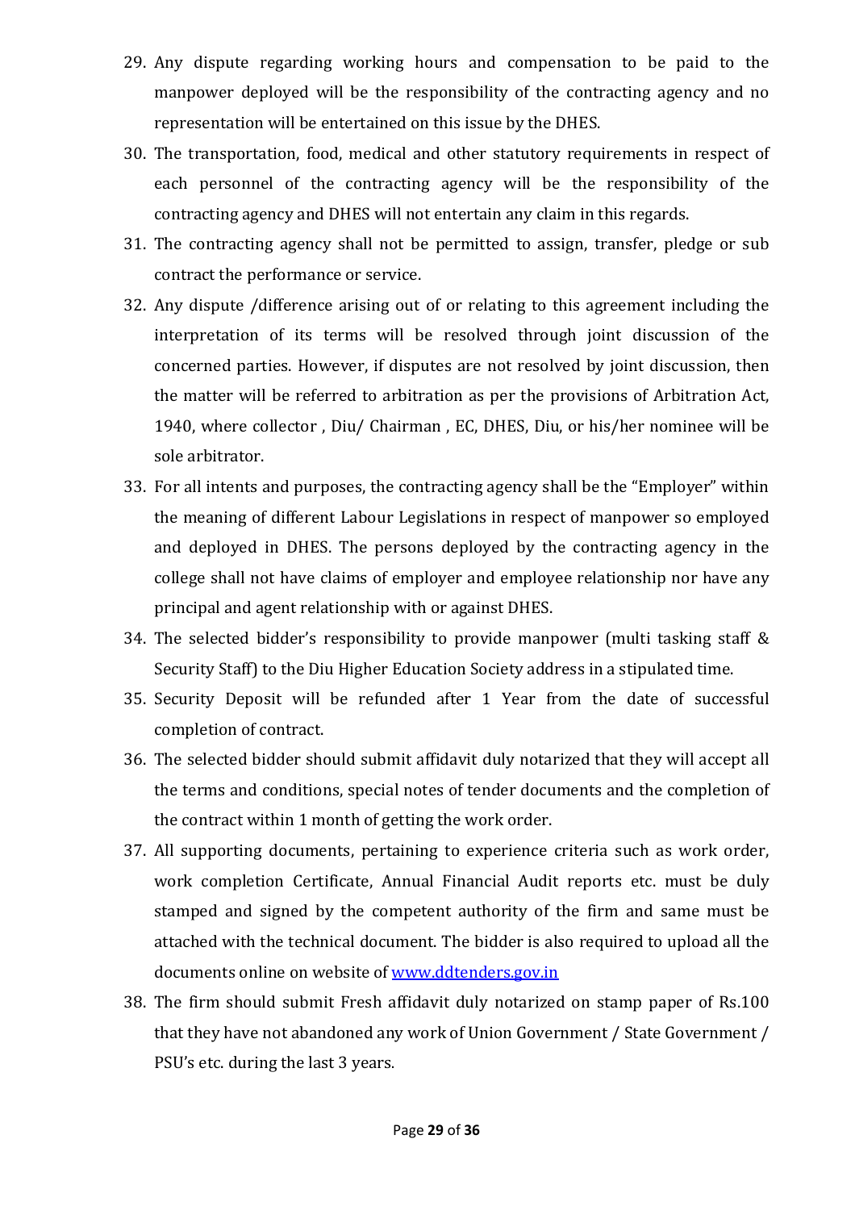29. Any dispute regarding working hours and compensation to be paid to the manpower deployed will be the responsibility of the contracting agency and no representation will be entertained on this issue by the DHES.
30. The transportation, food, medical and other statutory requirements in respect of each personnel of the contracting agency will be the responsibility of the contracting agency and DHES will not entertain any claim in this regards.
31. The contracting agency shall not be permitted to assign, transfer, pledge or sub contract the performance or service.
32. Any dispute /difference arising out of or relating to this agreement including the interpretation of its terms will be resolved through joint discussion of the concerned parties. However, if disputes are not resolved by joint discussion, then the matter will be referred to arbitration as per the provisions of Arbitration Act, 1940, where collector , Diu/ Chairman , EC, DHES, Diu, or his/her nominee will be sole arbitrator.
33. For all intents and purposes, the contracting agency shall be the "Employer" within the meaning of different Labour Legislations in respect of manpower so employed and deployed in DHES. The persons deployed by the contracting agency in the college shall not have claims of employer and employee relationship nor have any principal and agent relationship with or against DHES.
34. The selected bidder's responsibility to provide manpower (multi tasking staff & Security Staff) to the Diu Higher Education Society address in a stipulated time.
35. Security Deposit will be refunded after 1 Year from the date of successful completion of contract.
36. The selected bidder should submit affidavit duly notarized that they will accept all the terms and conditions, special notes of tender documents and the completion of the contract within 1 month of getting the work order.
37. All supporting documents, pertaining to experience criteria such as work order, work completion Certificate, Annual Financial Audit reports etc. must be duly stamped and signed by the competent authority of the firm and same must be attached with the technical document. The bidder is also required to upload all the documents online on website of [www.ddtenders.gov.in](www.ddtenders.gov.in)
38. The firm should submit Fresh affidavit duly notarized on stamp paper of Rs.100 that they have not abandoned any work of Union Government / State Government / PSU's etc. during the last 3 years.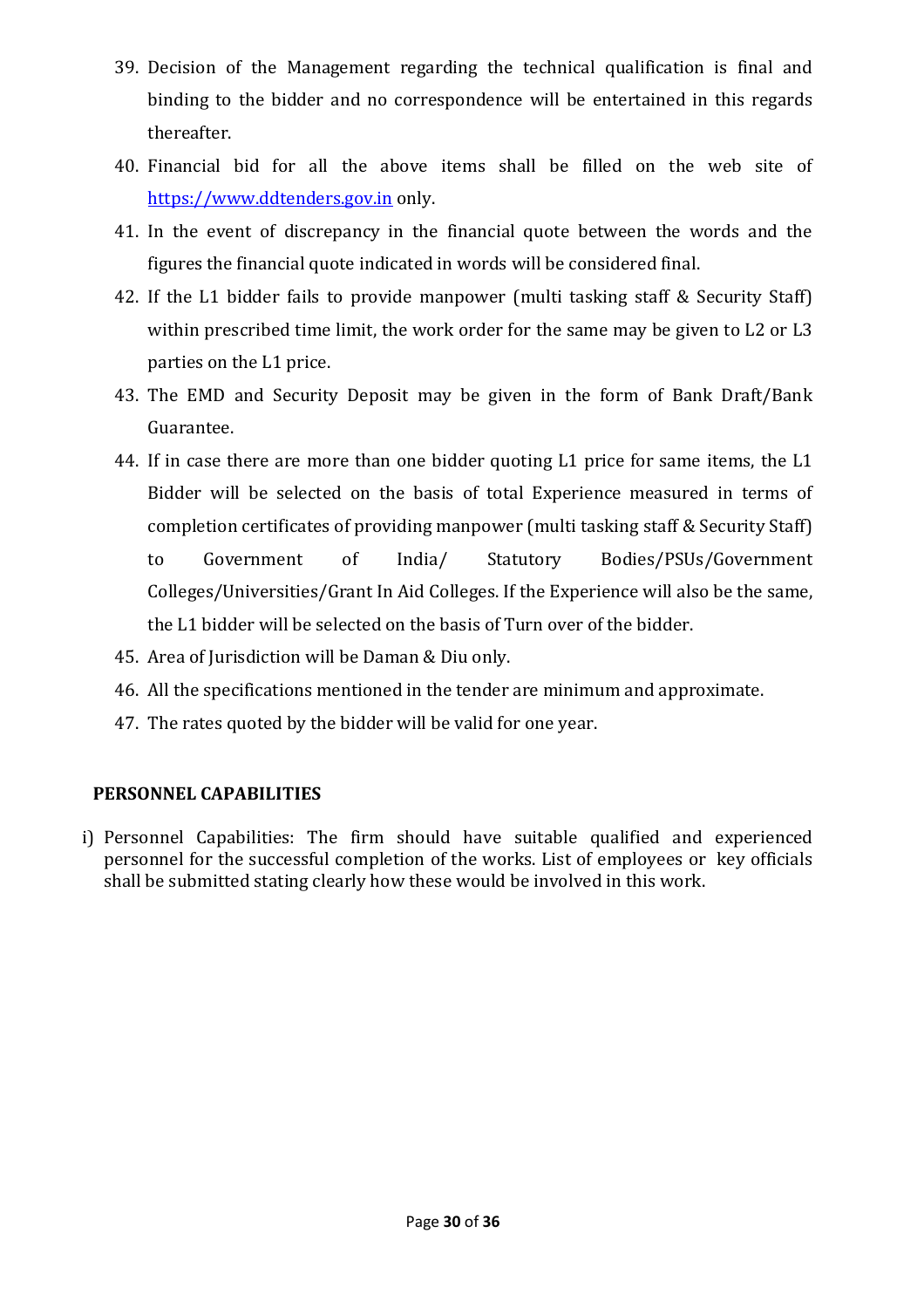39. Decision of the Management regarding the technical qualification is final and binding to the bidder and no correspondence will be entertained in this regards thereafter.
40. Financial bid for all the above items shall be filled on the web site of https://www.ddtenders.gov.in only.
41. In the event of discrepancy in the financial quote between the words and the figures the financial quote indicated in words will be considered final.
42. If the L1 bidder fails to provide manpower (multi tasking staff & Security Staff) within prescribed time limit, the work order for the same may be given to L2 or L3 parties on the L1 price.
43. The EMD and Security Deposit may be given in the form of Bank Draft/Bank Guarantee.
44. If in case there are more than one bidder quoting L1 price for same items, the L1 Bidder will be selected on the basis of total Experience measured in terms of completion certificates of providing manpower (multi tasking staff & Security Staff) to Government of India/ Statutory Bodies/PSUs/Government Colleges/Universities/Grant In Aid Colleges. If the Experience will also be the same, the L1 bidder will be selected on the basis of Turn over of the bidder.
45. Area of Jurisdiction will be Daman & Diu only.
46. All the specifications mentioned in the tender are minimum and approximate.
47. The rates quoted by the bidder will be valid for one year.

**PERSONNEL CAPABILITIES**

i) Personnel Capabilities: The firm should have suitable qualified and experienced personnel for the successful completion of the works. List of employees or key officials shall be submitted stating clearly how these would be involved in this work.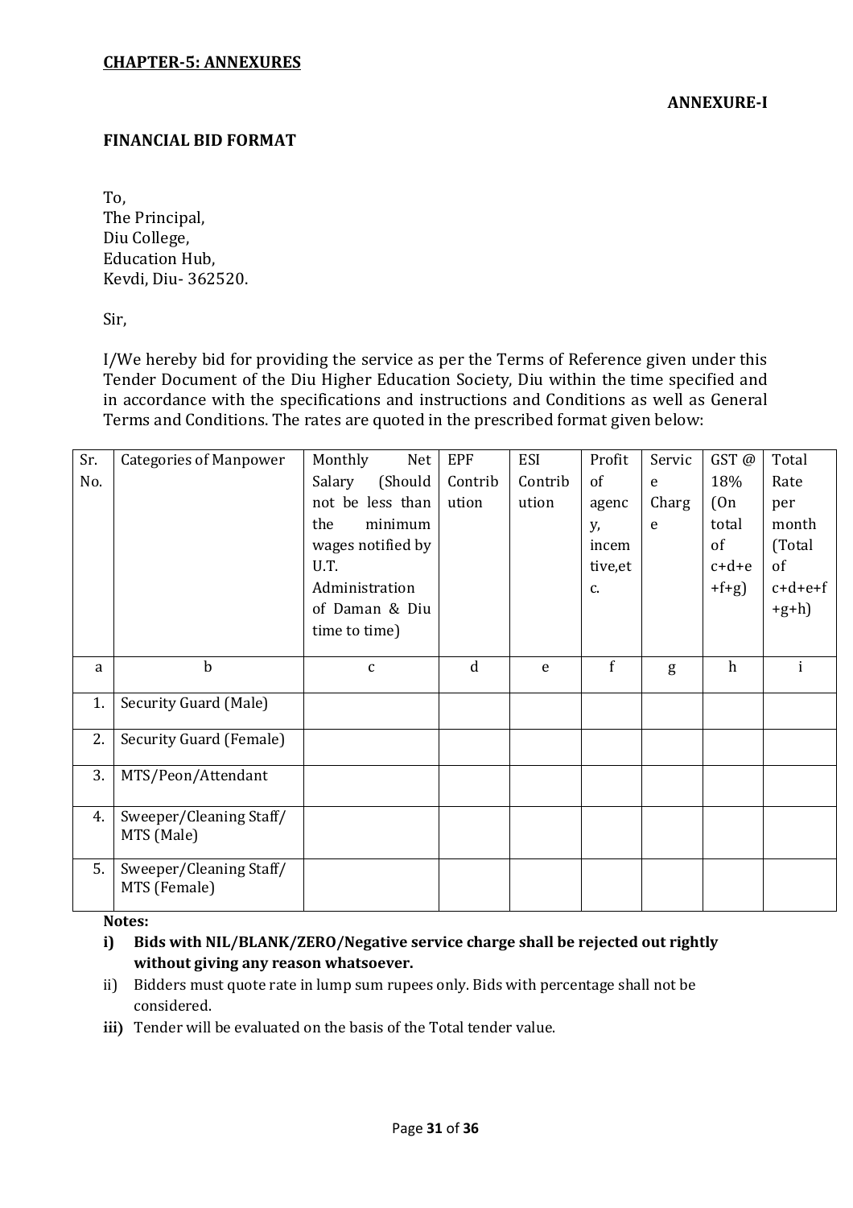**CHAPTER-5: ANNEXURES**

**ANNEXURE-I**

**FINANCIAL BID FORMAT**

To,
The Principal,
Diu College,
Education Hub,
Kevdi, Diu- 362520.

Sir,

I/We hereby bid for providing the service as per the Terms of Reference given under this Tender Document of the Diu Higher Education Society, Diu within the time specified and in accordance with the specifications and instructions and Conditions as well as General Terms and Conditions. The rates are quoted in the prescribed format given below:

| Sr. No. | Categories of Manpower | Monthly Net Salary (Should not be less than the minimum wages notified by U.T. Administration of Daman & Diu time to time) | EPF Contribution | ESI Contribution | Profit of agency, incemtive,etc. | Service Charge | GST @ 18% (On total of c+d+e+f+g) | Total Rate per month (Total of c+d+e+f+g+h) |
|---|---|---|---|---|---|---|---|---|
| a | b | c | d | e | f | g | h | i |
| 1. | Security Guard (Male) | | | | | | | |
| 2. | Security Guard (Female) | | | | | | | |
| 3. | MTS/Peon/Attendant | | | | | | | |
| 4. | Sweeper/Cleaning Staff/ MTS (Male) | | | | | | | |
| 5. | Sweeper/Cleaning Staff/ MTS (Female) | | | | | | | |

**Notes:**

**i) Bids with NIL/BLANK/ZERO/Negative service charge shall be rejected out rightly without giving any reason whatsoever.**

ii) Bidders must quote rate in lump sum rupees only. Bids with percentage shall not be considered.

**iii)** Tender will be evaluated on the basis of the Total tender value.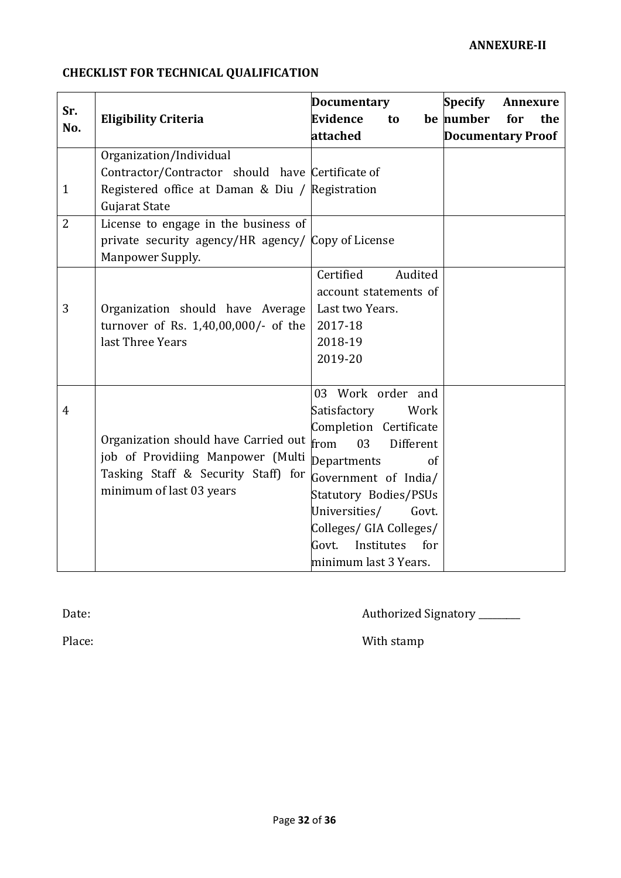**ANNEXURE-II**

## CHECKLIST FOR TECHNICAL QUALIFICATION

| Sr. No. | Eligibility Criteria | Documentary Evidence to be attached | Specify Annexure number for the Documentary Proof |
|---|---|---|---|
| 1 | Organization/Individual Contractor/Contractor should have Registered office at Daman & Diu / Gujarat State | Certificate of Registration | |
| 2 | License to engage in the business of private security agency/HR agency/ Manpower Supply. | Copy of License | |
| 3 | Organization should have Average turnover of Rs. 1,40,00,000/- of the last Three Years | Certified Audited account statements of Last two Years. 2017-18 2018-19 2019-20 | |
| 4 | Organization should have Carried out job of Providiing Manpower (Multi Tasking Staff & Security Staff) for minimum of last 03 years | 03 Work order and Satisfactory Work Completion Certificate from 03 Different Departments of Government of India/ Statutory Bodies/PSUs Universities/ Govt. Colleges/ GIA Colleges/ Govt. Institutes for minimum last 3 Years. | |

Date: Authorized Signatory ________

Place: With stamp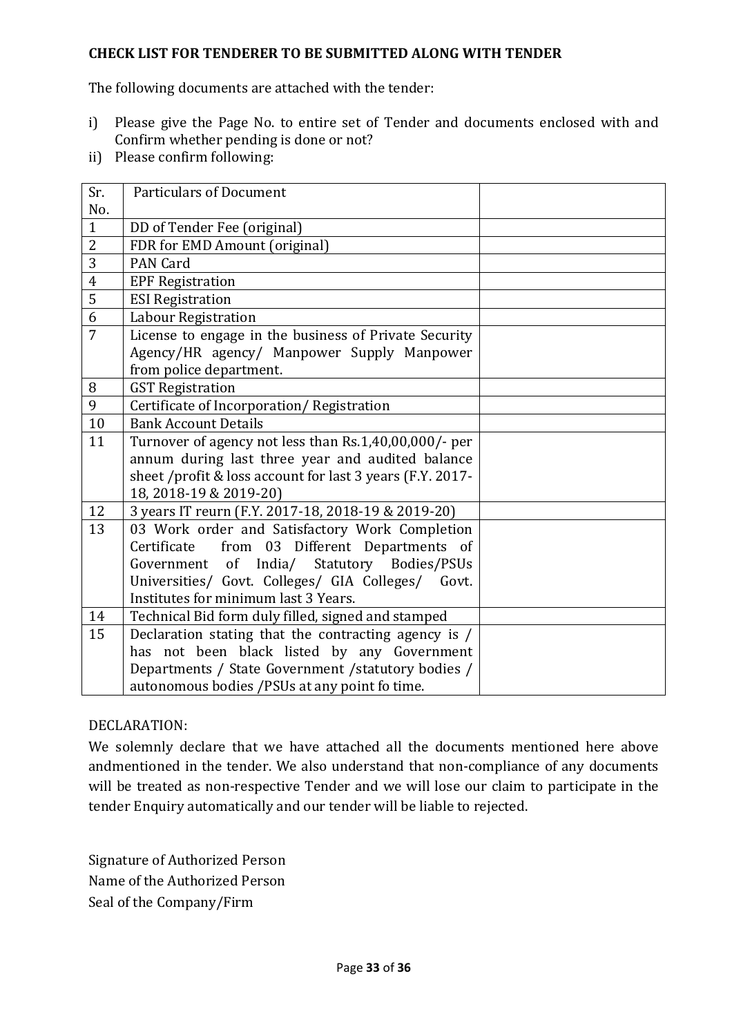**CHECK LIST FOR TENDERER TO BE SUBMITTED ALONG WITH TENDER**

The following documents are attached with the tender:

i) Please give the Page No. to entire set of Tender and documents enclosed with and Confirm whether pending is done or not?

ii) Please confirm following:

| Sr. No. | Particulars of Document | |
|---|---|---|
| 1 | DD of Tender Fee (original) | |
| 2 | FDR for EMD Amount (original) | |
| 3 | PAN Card | |
| 4 | EPF Registration | |
| 5 | ESI Registration | |
| 6 | Labour Registration | |
| 7 | License to engage in the business of Private Security Agency/HR agency/ Manpower Supply Manpower from police department. | |
| 8 | GST Registration | |
| 9 | Certificate of Incorporation/ Registration | |
| 10 | Bank Account Details | |
| 11 | Turnover of agency not less than Rs.1,40,00,000/- per annum during last three year and audited balance sheet /profit & loss account for last 3 years (F.Y. 2017-18, 2018-19 & 2019-20) | |
| 12 | 3 years IT reurn (F.Y. 2017-18, 2018-19 & 2019-20) | |
| 13 | 03 Work order and Satisfactory Work Completion Certificate from 03 Different Departments of Government of India/ Statutory Bodies/PSUs Universities/ Govt. Colleges/ GIA Colleges/ Govt. Institutes for minimum last 3 Years. | |
| 14 | Technical Bid form duly filled, signed and stamped | |
| 15 | Declaration stating that the contracting agency is / has not been black listed by any Government Departments / State Government /statutory bodies / autonomous bodies /PSUs at any point fo time. | |

DECLARATION:

We solemnly declare that we have attached all the documents mentioned here above andmentioned in the tender. We also understand that non-compliance of any documents will be treated as non-respective Tender and we will lose our claim to participate in the tender Enquiry automatically and our tender will be liable to rejected.

Signature of Authorized Person

Name of the Authorized Person

Seal of the Company/Firm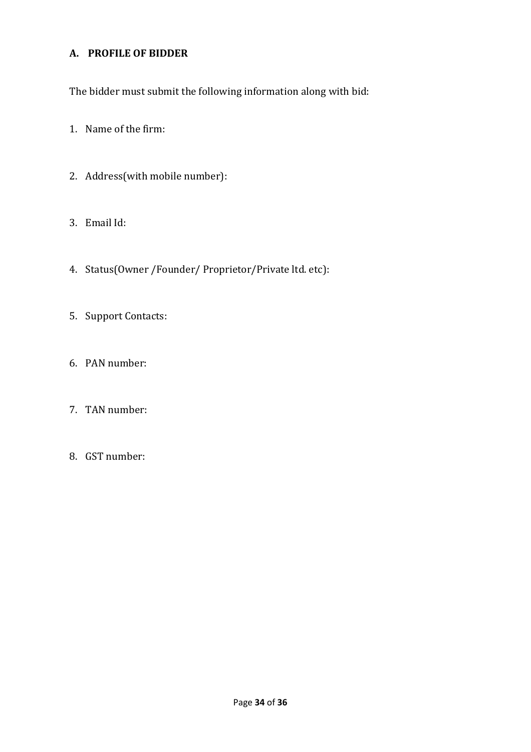## A. PROFILE OF BIDDER

The bidder must submit the following information along with bid:

1. Name of the firm:

2. Address(with mobile number):

3. Email Id:

4. Status(Owner /Founder/ Proprietor/Private ltd. etc):

5. Support Contacts:

6. PAN number:

7. TAN number:

8. GST number: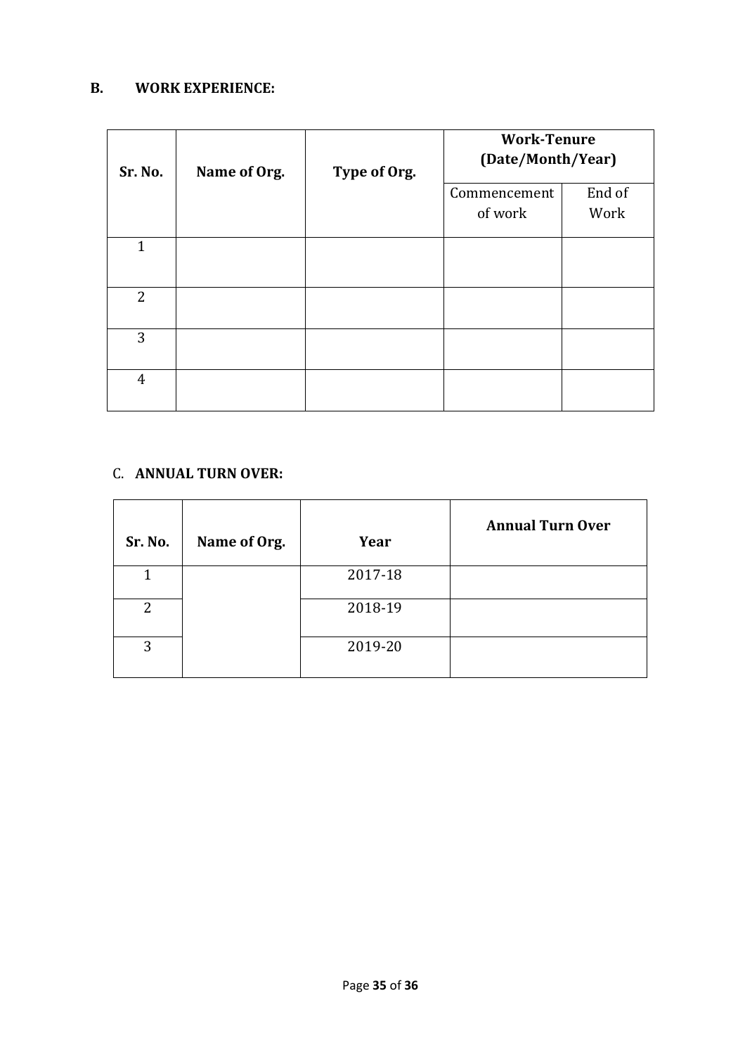## B. WORK EXPERIENCE:

| Sr. No. | Name of Org. | Type of Org. | Work-Tenure (Date/Month/Year) | |
|---|---|---|---|---|
| | | | Commencement of work | End of Work |
| 1 | | | | |
| 2 | | | | |
| 3 | | | | |
| 4 | | | | |

## C. ANNUAL TURN OVER:

| Sr. No. | Name of Org. | Year | Annual Turn Over |
|---|---|---|---|
| 1 | | 2017-18 | |
| 2 | | 2018-19 | |
| 3 | | 2019-20 | |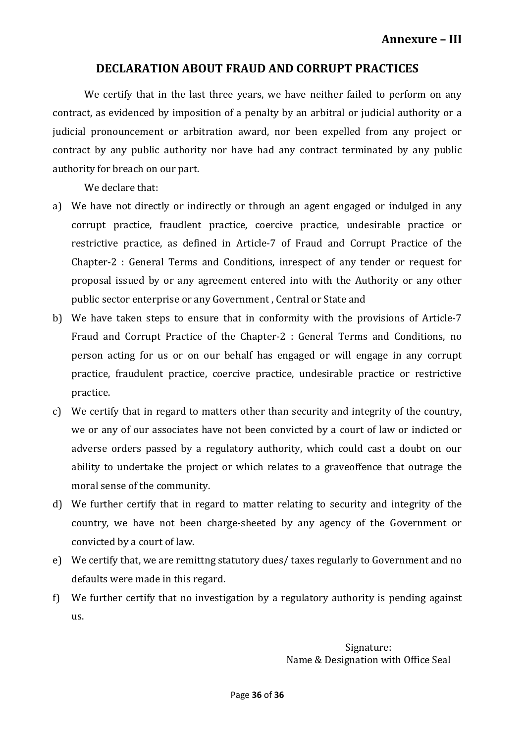**Annexure – III**

## DECLARATION ABOUT FRAUD AND CORRUPT PRACTICES

We certify that in the last three years, we have neither failed to perform on any contract, as evidenced by imposition of a penalty by an arbitral or judicial authority or a judicial pronouncement or arbitration award, nor been expelled from any project or contract by any public authority nor have had any contract terminated by any public authority for breach on our part.

We declare that:

a) We have not directly or indirectly or through an agent engaged or indulged in any corrupt practice, fraudlent practice, coercive practice, undesirable practice or restrictive practice, as defined in Article-7 of Fraud and Corrupt Practice of the Chapter-2 : General Terms and Conditions, inrespect of any tender or request for proposal issued by or any agreement entered into with the Authority or any other public sector enterprise or any Government , Central or State and

b) We have taken steps to ensure that in conformity with the provisions of Article-7 Fraud and Corrupt Practice of the Chapter-2 : General Terms and Conditions, no person acting for us or on our behalf has engaged or will engage in any corrupt practice, fraudulent practice, coercive practice, undesirable practice or restrictive practice.

c) We certify that in regard to matters other than security and integrity of the country, we or any of our associates have not been convicted by a court of law or indicted or adverse orders passed by a regulatory authority, which could cast a doubt on our ability to undertake the project or which relates to a graveoffence that outrage the moral sense of the community.

d) We further certify that in regard to matter relating to security and integrity of the country, we have not been charge-sheeted by any agency of the Government or convicted by a court of law.

e) We certify that, we are remittng statutory dues/ taxes regularly to Government and no defaults were made in this regard.

f) We further certify that no investigation by a regulatory authority is pending against us.

Signature:
Name & Designation with Office Seal